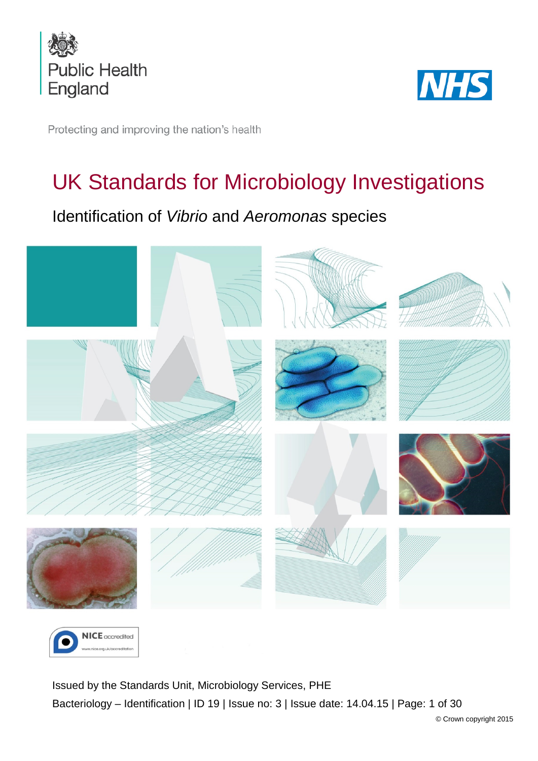Public Health England

NHS

Protecting and improving the nation's health

# UK Standards for Microbiology Investigations

## Identification of *Vibrio* and *Aeromonas* species

NICE accredited
www.nice.org.uk/accreditation

Issued by the Standards Unit, Microbiology Services, PHE

Bacteriology – Identification | ID 19 | Issue no: 3 | Issue date: 14.04.15 | Page: 1 of 30

© Crown copyright 2015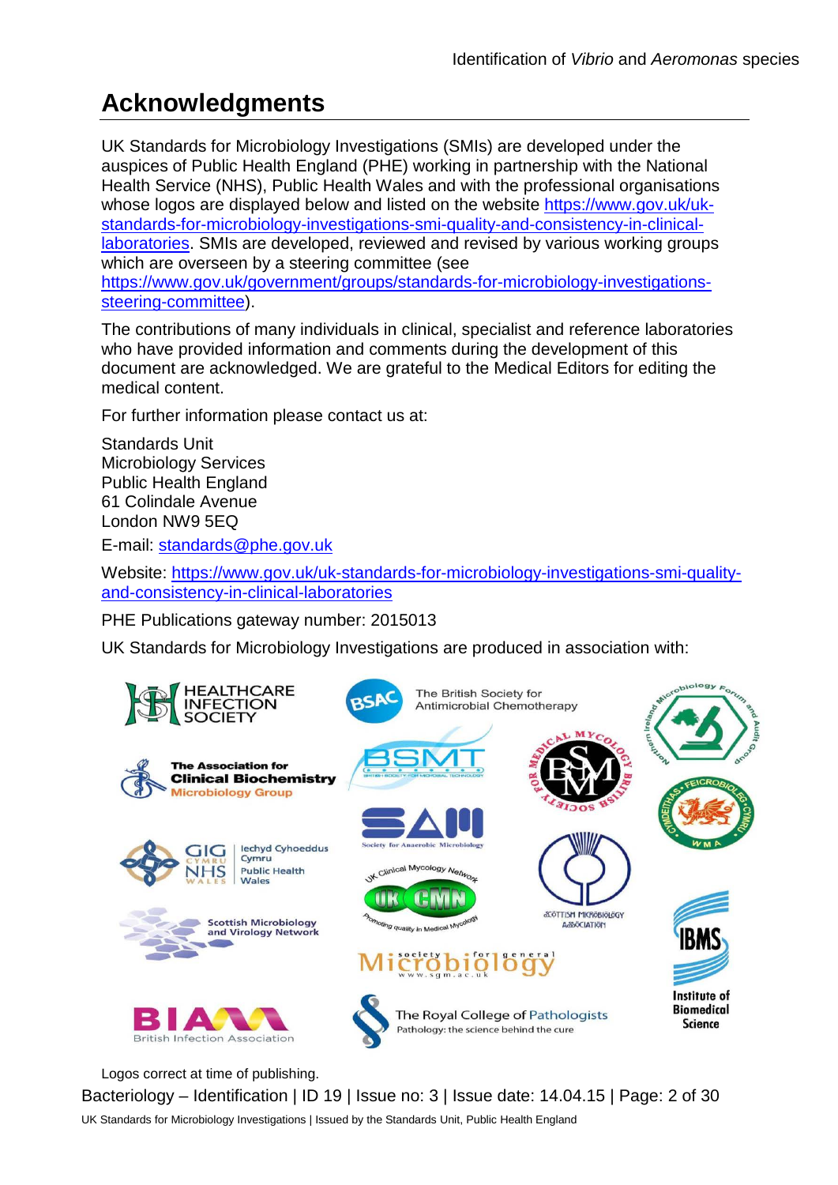# Acknowledgments

UK Standards for Microbiology Investigations (SMIs) are developed under the auspices of Public Health England (PHE) working in partnership with the National Health Service (NHS), Public Health Wales and with the professional organisations whose logos are displayed below and listed on the website [https://www.gov.uk/uk-standards-for-microbiology-investigations-smi-quality-and-consistency-in-clinical-laboratories](https://www.gov.uk/uk-standards-for-microbiology-investigations-smi-quality-and-consistency-in-clinical-laboratories). SMIs are developed, reviewed and revised by various working groups which are overseen by a steering committee (see [https://www.gov.uk/government/groups/standards-for-microbiology-investigations-steering-committee](https://www.gov.uk/government/groups/standards-for-microbiology-investigations-steering-committee)).

The contributions of many individuals in clinical, specialist and reference laboratories who have provided information and comments during the development of this document are acknowledged. We are grateful to the Medical Editors for editing the medical content.

For further information please contact us at:

Standards Unit  
Microbiology Services  
Public Health England  
61 Colindale Avenue  
London NW9 5EQ

E-mail: [standards@phe.gov.uk](mailto:standards@phe.gov.uk)

Website: [https://www.gov.uk/uk-standards-for-microbiology-investigations-smi-quality-and-consistency-in-clinical-laboratories](https://www.gov.uk/uk-standards-for-microbiology-investigations-smi-quality-and-consistency-in-clinical-laboratories)

PHE Publications gateway number: 2015013

UK Standards for Microbiology Investigations are produced in association with:

Logos correct at time of publishing.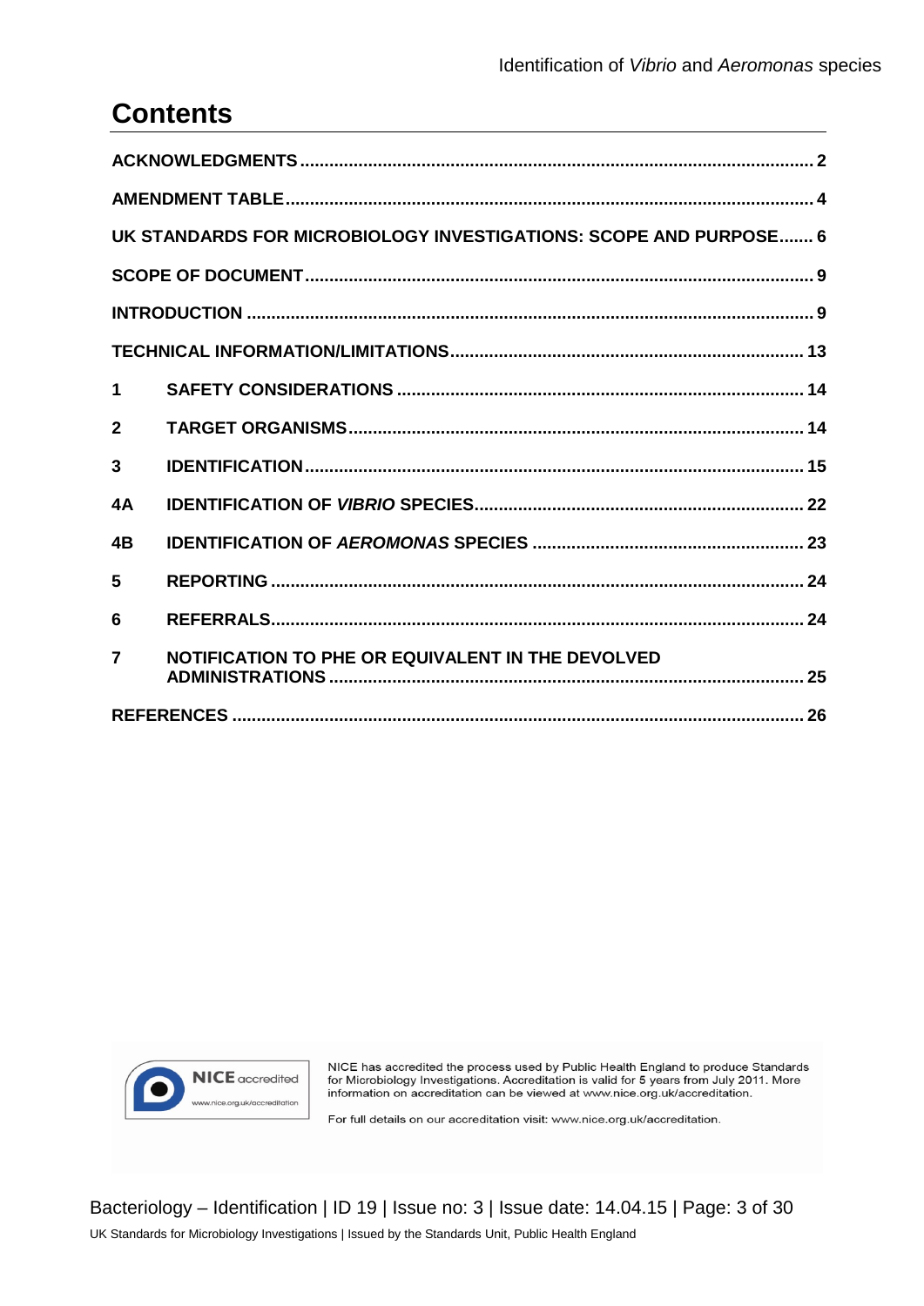# Contents

| | |
|---|---|
| **ACKNOWLEDGMENTS** | **2** |
| **AMENDMENT TABLE** | **4** |
| **UK STANDARDS FOR MICROBIOLOGY INVESTIGATIONS: SCOPE AND PURPOSE** | **6** |
| **SCOPE OF DOCUMENT** | **9** |
| **INTRODUCTION** | **9** |
| **TECHNICAL INFORMATION/LIMITATIONS** | **13** |
| **1 SAFETY CONSIDERATIONS** | **14** |
| **2 TARGET ORGANISMS** | **14** |
| **3 IDENTIFICATION** | **15** |
| **4A IDENTIFICATION OF *VIBRIO* SPECIES** | **22** |
| **4B IDENTIFICATION OF *AEROMONAS* SPECIES** | **23** |
| **5 REPORTING** | **24** |
| **6 REFERRALS** | **24** |
| **7 NOTIFICATION TO PHE OR EQUIVALENT IN THE DEVOLVED ADMINISTRATIONS** | **25** |
| **REFERENCES** | **26** |

NICE accredited
www.nice.org.uk/accreditation

NICE has accredited the process used by Public Health England to produce Standards for Microbiology Investigations. Accreditation is valid for 5 years from July 2011. More information on accreditation can be viewed at www.nice.org.uk/accreditation.

For full details on our accreditation visit: www.nice.org.uk/accreditation.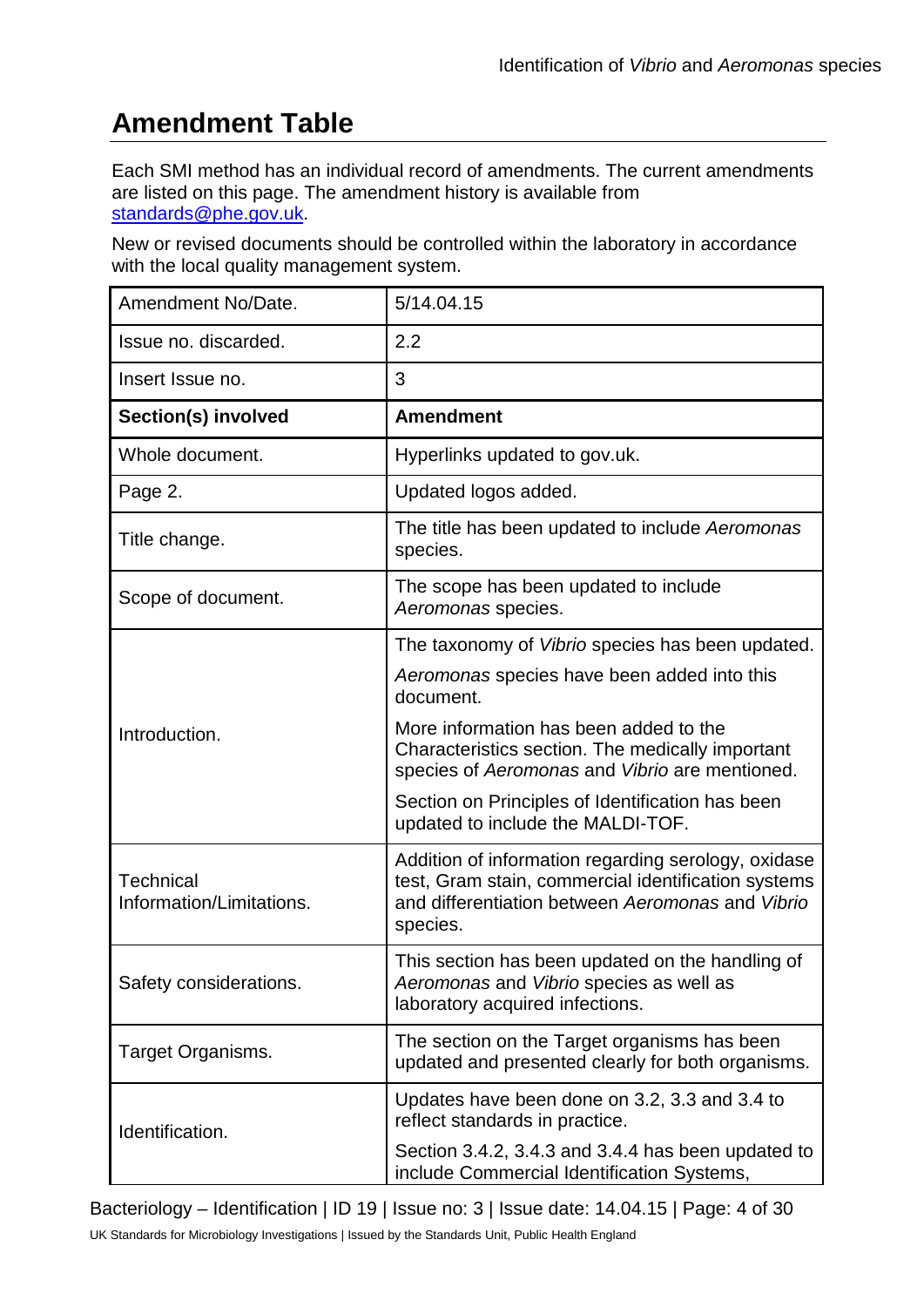# Amendment Table

Each SMI method has an individual record of amendments. The current amendments are listed on this page. The amendment history is available from [standards@phe.gov.uk](mailto:standards@phe.gov.uk).

New or revised documents should be controlled within the laboratory in accordance with the local quality management system.

| Amendment No/Date. | 5/14.04.15 |
|---|---|
| Issue no. discarded. | 2.2 |
| Insert Issue no. | 3 |
| **Section(s) involved** | **Amendment** |
| Whole document. | Hyperlinks updated to gov.uk. |
| Page 2. | Updated logos added. |
| Title change. | The title has been updated to include *Aeromonas* species. |
| Scope of document. | The scope has been updated to include *Aeromonas* species. |
| Introduction. | The taxonomy of *Vibrio* species has been updated.<br>*Aeromonas* species have been added into this document.<br>More information has been added to the Characteristics section. The medically important species of *Aeromonas* and *Vibrio* are mentioned.<br>Section on Principles of Identification has been updated to include the MALDI-TOF. |
| Technical Information/Limitations. | Addition of information regarding serology, oxidase test, Gram stain, commercial identification systems and differentiation between *Aeromonas* and *Vibrio* species. |
| Safety considerations. | This section has been updated on the handling of *Aeromonas* and *Vibrio* species as well as laboratory acquired infections. |
| Target Organisms. | The section on the Target organisms has been updated and presented clearly for both organisms. |
| Identification. | Updates have been done on 3.2, 3.3 and 3.4 to reflect standards in practice.<br>Section 3.4.2, 3.4.3 and 3.4.4 has been updated to include Commercial Identification Systems, |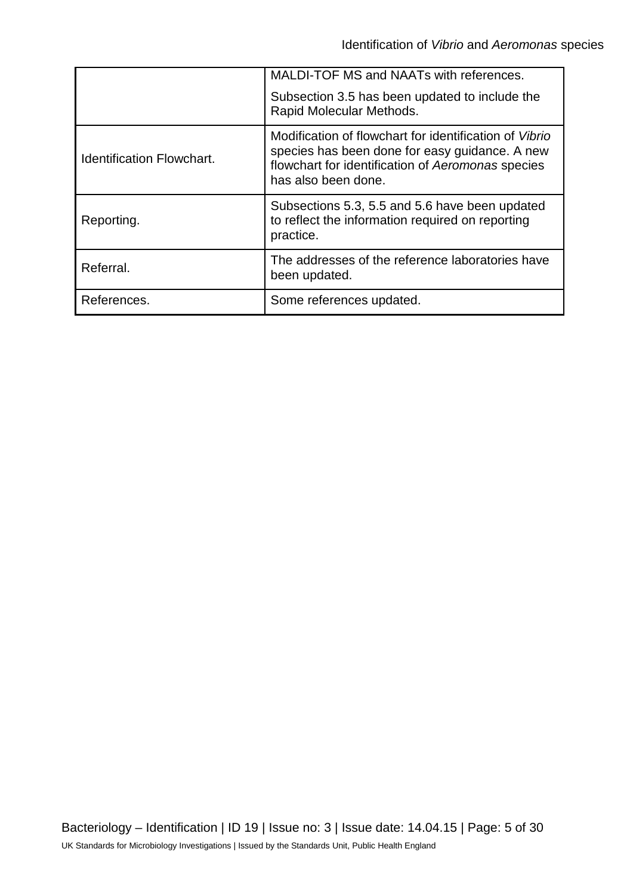| | |
|---|---|
| | MALDI-TOF MS and NAATs with references. Subsection 3.5 has been updated to include the Rapid Molecular Methods. |
| Identification Flowchart. | Modification of flowchart for identification of *Vibrio* species has been done for easy guidance. A new flowchart for identification of *Aeromonas* species has also been done. |
| Reporting. | Subsections 5.3, 5.5 and 5.6 have been updated to reflect the information required on reporting practice. |
| Referral. | The addresses of the reference laboratories have been updated. |
| References. | Some references updated. |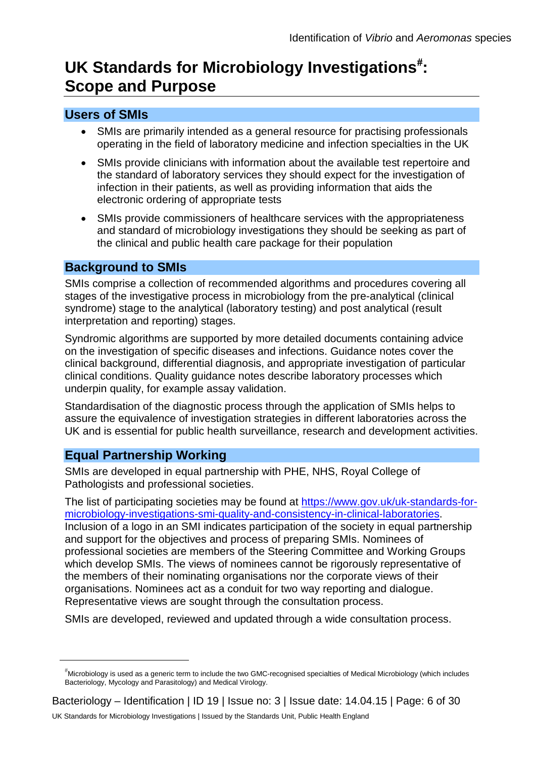# UK Standards for Microbiology Investigations[#]: Scope and Purpose

## Users of SMIs

- SMIs are primarily intended as a general resource for practising professionals operating in the field of laboratory medicine and infection specialties in the UK
- SMIs provide clinicians with information about the available test repertoire and the standard of laboratory services they should expect for the investigation of infection in their patients, as well as providing information that aids the electronic ordering of appropriate tests
- SMIs provide commissioners of healthcare services with the appropriateness and standard of microbiology investigations they should be seeking as part of the clinical and public health care package for their population

## Background to SMIs

SMIs comprise a collection of recommended algorithms and procedures covering all stages of the investigative process in microbiology from the pre-analytical (clinical syndrome) stage to the analytical (laboratory testing) and post analytical (result interpretation and reporting) stages.

Syndromic algorithms are supported by more detailed documents containing advice on the investigation of specific diseases and infections. Guidance notes cover the clinical background, differential diagnosis, and appropriate investigation of particular clinical conditions. Quality guidance notes describe laboratory processes which underpin quality, for example assay validation.

Standardisation of the diagnostic process through the application of SMIs helps to assure the equivalence of investigation strategies in different laboratories across the UK and is essential for public health surveillance, research and development activities.

## Equal Partnership Working

SMIs are developed in equal partnership with PHE, NHS, Royal College of Pathologists and professional societies.

The list of participating societies may be found at [https://www.gov.uk/uk-standards-for-microbiology-investigations-smi-quality-and-consistency-in-clinical-laboratories](https://www.gov.uk/uk-standards-for-microbiology-investigations-smi-quality-and-consistency-in-clinical-laboratories). Inclusion of a logo in an SMI indicates participation of the society in equal partnership and support for the objectives and process of preparing SMIs. Nominees of professional societies are members of the Steering Committee and Working Groups which develop SMIs. The views of nominees cannot be rigorously representative of the members of their nominating organisations nor the corporate views of their organisations. Nominees act as a conduit for two way reporting and dialogue. Representative views are sought through the consultation process.

SMIs are developed, reviewed and updated through a wide consultation process.

---

[#] Microbiology is used as a generic term to include the two GMC-recognised specialties of Medical Microbiology (which includes Bacteriology, Mycology and Parasitology) and Medical Virology.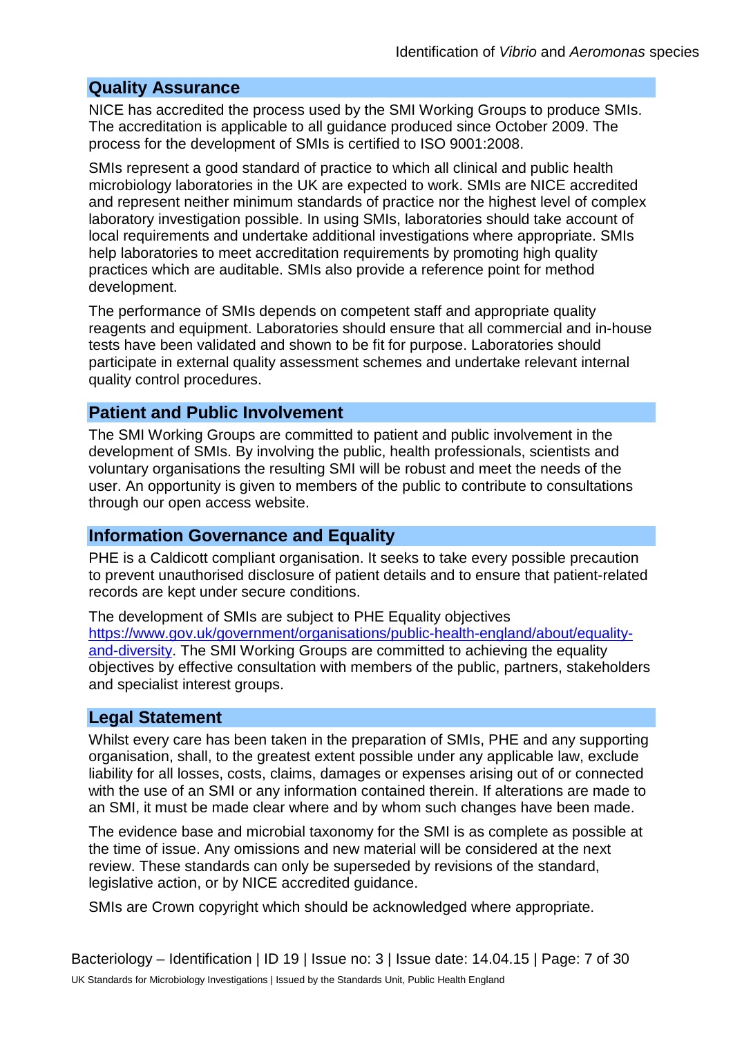## Quality Assurance

NICE has accredited the process used by the SMI Working Groups to produce SMIs. The accreditation is applicable to all guidance produced since October 2009. The process for the development of SMIs is certified to ISO 9001:2008.

SMIs represent a good standard of practice to which all clinical and public health microbiology laboratories in the UK are expected to work. SMIs are NICE accredited and represent neither minimum standards of practice nor the highest level of complex laboratory investigation possible. In using SMIs, laboratories should take account of local requirements and undertake additional investigations where appropriate. SMIs help laboratories to meet accreditation requirements by promoting high quality practices which are auditable. SMIs also provide a reference point for method development.

The performance of SMIs depends on competent staff and appropriate quality reagents and equipment. Laboratories should ensure that all commercial and in-house tests have been validated and shown to be fit for purpose. Laboratories should participate in external quality assessment schemes and undertake relevant internal quality control procedures.

## Patient and Public Involvement

The SMI Working Groups are committed to patient and public involvement in the development of SMIs. By involving the public, health professionals, scientists and voluntary organisations the resulting SMI will be robust and meet the needs of the user. An opportunity is given to members of the public to contribute to consultations through our open access website.

## Information Governance and Equality

PHE is a Caldicott compliant organisation. It seeks to take every possible precaution to prevent unauthorised disclosure of patient details and to ensure that patient-related records are kept under secure conditions.

The development of SMIs are subject to PHE Equality objectives [https://www.gov.uk/government/organisations/public-health-england/about/equality-and-diversity](https://www.gov.uk/government/organisations/public-health-england/about/equality-and-diversity). The SMI Working Groups are committed to achieving the equality objectives by effective consultation with members of the public, partners, stakeholders and specialist interest groups.

## Legal Statement

Whilst every care has been taken in the preparation of SMIs, PHE and any supporting organisation, shall, to the greatest extent possible under any applicable law, exclude liability for all losses, costs, claims, damages or expenses arising out of or connected with the use of an SMI or any information contained therein. If alterations are made to an SMI, it must be made clear where and by whom such changes have been made.

The evidence base and microbial taxonomy for the SMI is as complete as possible at the time of issue. Any omissions and new material will be considered at the next review. These standards can only be superseded by revisions of the standard, legislative action, or by NICE accredited guidance.

SMIs are Crown copyright which should be acknowledged where appropriate.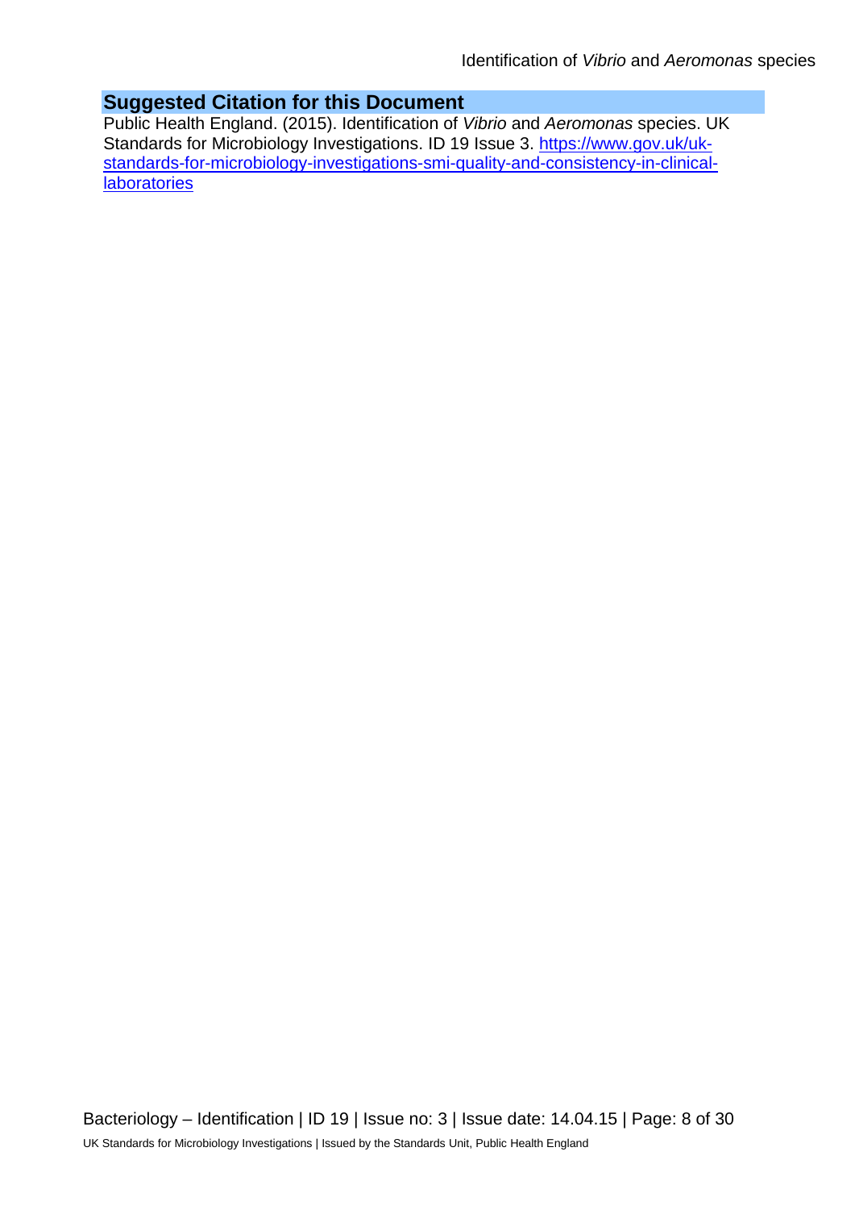## Suggested Citation for this Document

Public Health England. (2015). Identification of *Vibrio* and *Aeromonas* species. UK Standards for Microbiology Investigations. ID 19 Issue 3. [https://www.gov.uk/uk-standards-for-microbiology-investigations-smi-quality-and-consistency-in-clinical-laboratories](https://www.gov.uk/uk-standards-for-microbiology-investigations-smi-quality-and-consistency-in-clinical-laboratories)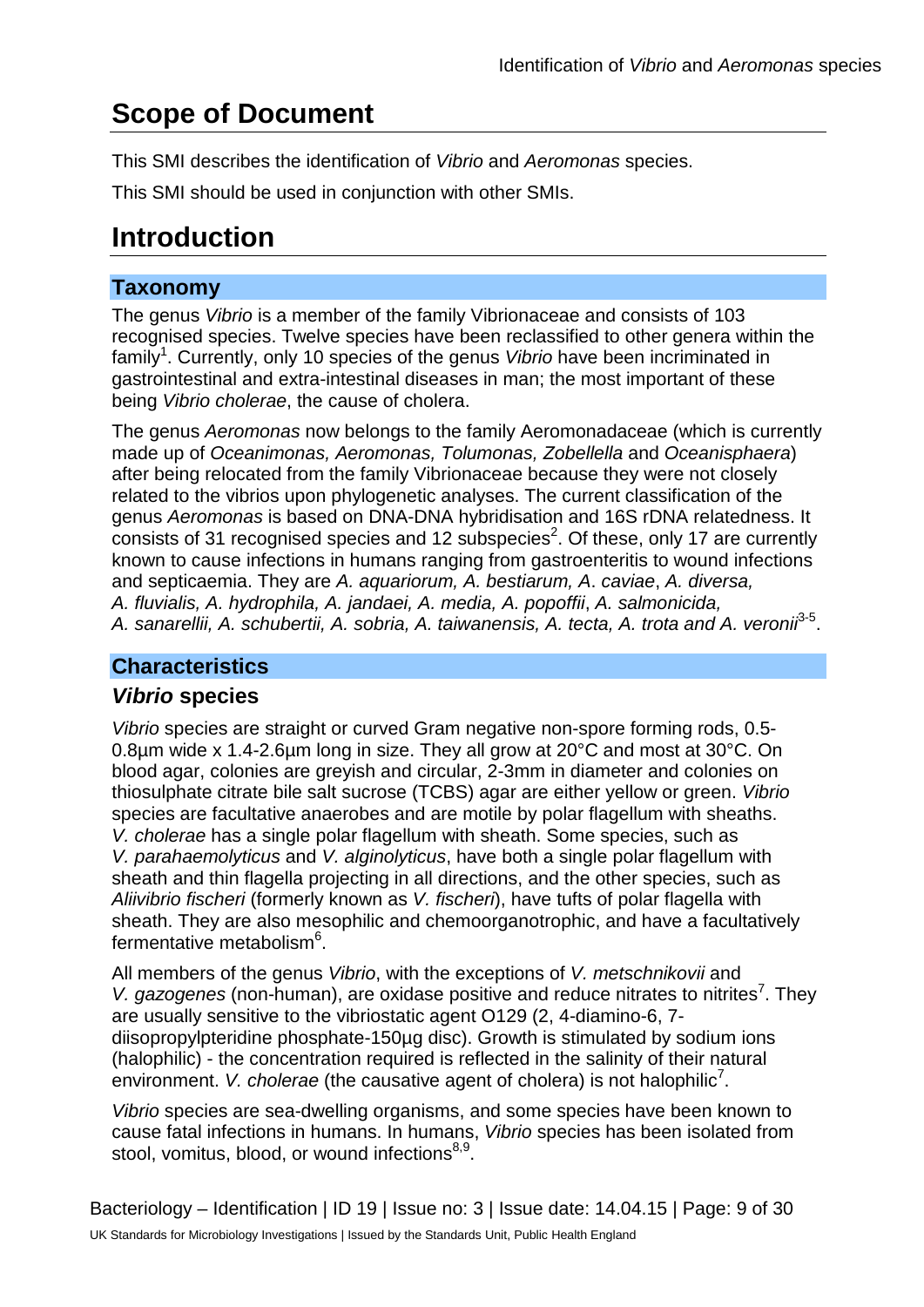# Scope of Document

This SMI describes the identification of *Vibrio* and *Aeromonas* species.

This SMI should be used in conjunction with other SMIs.

# Introduction

## Taxonomy

The genus *Vibrio* is a member of the family Vibrionaceae and consists of 103 recognised species. Twelve species have been reclassified to other genera within the family[1]. Currently, only 10 species of the genus *Vibrio* have been incriminated in gastrointestinal and extra-intestinal diseases in man; the most important of these being *Vibrio cholerae*, the cause of cholera.

The genus *Aeromonas* now belongs to the family Aeromonadaceae (which is currently made up of *Oceanimonas, Aeromonas, Tolumonas, Zobellella* and *Oceanisphaera*) after being relocated from the family Vibrionaceae because they were not closely related to the vibrios upon phylogenetic analyses. The current classification of the genus *Aeromonas* is based on DNA-DNA hybridisation and 16S rDNA relatedness. It consists of 31 recognised species and 12 subspecies[2]. Of these, only 17 are currently known to cause infections in humans ranging from gastroenteritis to wound infections and septicaemia. They are *A. aquariorum, A. bestiarum, A. caviae*, *A. diversa, A. fluvialis, A. hydrophila, A. jandaei, A. media, A. popoffii*, *A. salmonicida, A. sanarellii, A. schubertii, A. sobria, A. taiwanensis, A. tecta, A. trota and A. veronii*[3-5].

## Characteristics

### *Vibrio* species

*Vibrio* species are straight or curved Gram negative non-spore forming rods, 0.5-0.8µm wide x 1.4-2.6µm long in size. They all grow at 20°C and most at 30°C. On blood agar, colonies are greyish and circular, 2-3mm in diameter and colonies on thiosulphate citrate bile salt sucrose (TCBS) agar are either yellow or green. *Vibrio* species are facultative anaerobes and are motile by polar flagellum with sheaths. *V. cholerae* has a single polar flagellum with sheath. Some species, such as *V. parahaemolyticus* and *V. alginolyticus*, have both a single polar flagellum with sheath and thin flagella projecting in all directions, and the other species, such as *Aliivibrio fischeri* (formerly known as *V. fischeri*), have tufts of polar flagella with sheath. They are also mesophilic and chemoorganotrophic, and have a facultatively fermentative metabolism[6].

All members of the genus *Vibrio*, with the exceptions of *V. metschnikovii* and *V. gazogenes* (non-human), are oxidase positive and reduce nitrates to nitrites[7]. They are usually sensitive to the vibriostatic agent O129 (2, 4-diamino-6, 7-diisopropylpteridine phosphate-150µg disc). Growth is stimulated by sodium ions (halophilic) - the concentration required is reflected in the salinity of their natural environment. *V. cholerae* (the causative agent of cholera) is not halophilic[7].

*Vibrio* species are sea-dwelling organisms, and some species have been known to cause fatal infections in humans. In humans, *Vibrio* species has been isolated from stool, vomitus, blood, or wound infections[8,9].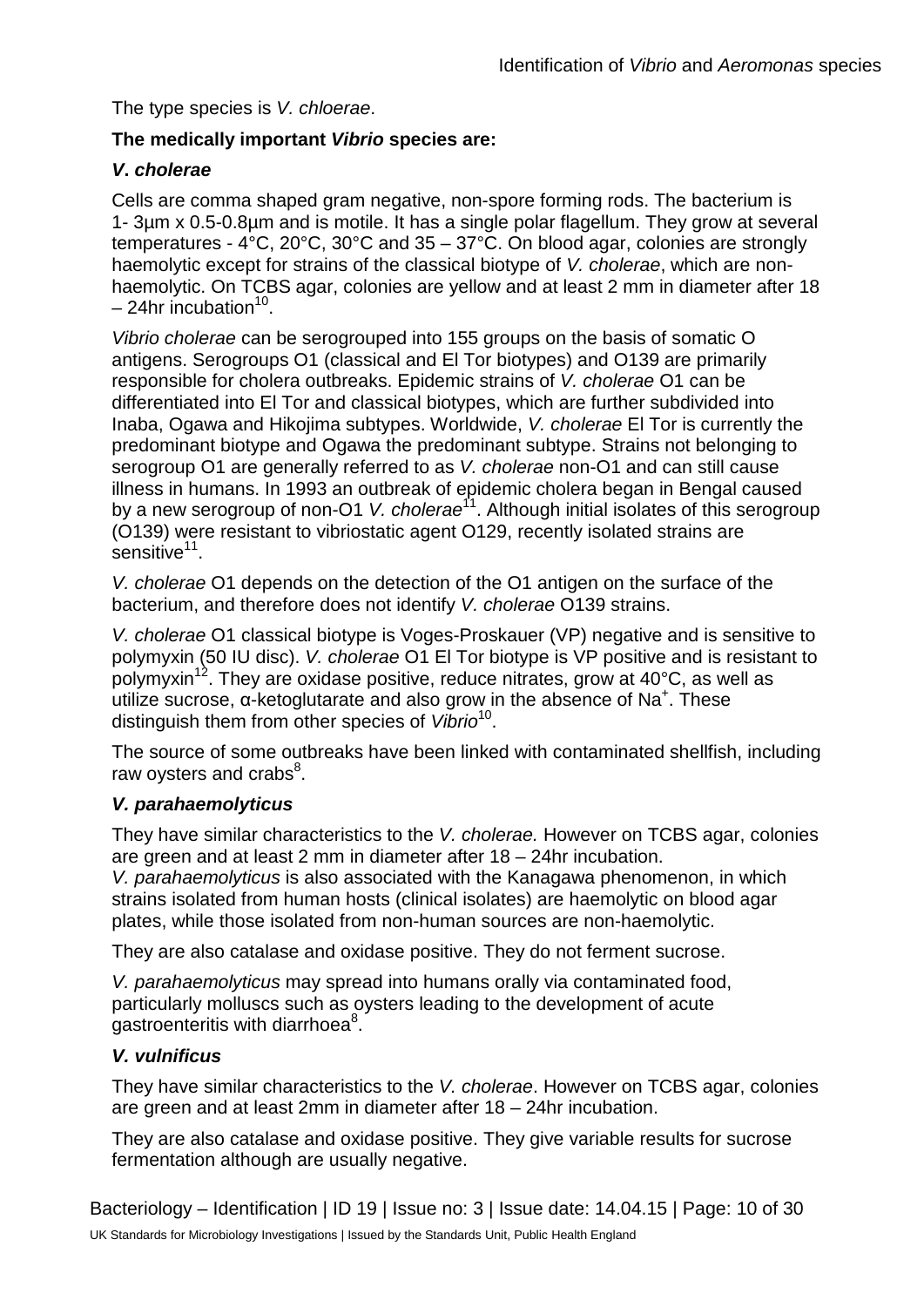The type species is *V. chloerae*.

**The medically important *Vibrio* species are:**

***V. cholerae***

Cells are comma shaped gram negative, non-spore forming rods. The bacterium is 1- 3µm x 0.5-0.8µm and is motile. It has a single polar flagellum. They grow at several temperatures - 4°C, 20°C, 30°C and 35 – 37°C. On blood agar, colonies are strongly haemolytic except for strains of the classical biotype of *V. cholerae*, which are non-haemolytic. On TCBS agar, colonies are yellow and at least 2 mm in diameter after 18 – 24hr incubation[10].

*Vibrio cholerae* can be serogrouped into 155 groups on the basis of somatic O antigens. Serogroups O1 (classical and El Tor biotypes) and O139 are primarily responsible for cholera outbreaks. Epidemic strains of *V. cholerae* O1 can be differentiated into El Tor and classical biotypes, which are further subdivided into Inaba, Ogawa and Hikojima subtypes. Worldwide, *V. cholerae* El Tor is currently the predominant biotype and Ogawa the predominant subtype. Strains not belonging to serogroup O1 are generally referred to as *V. cholerae* non-O1 and can still cause illness in humans. In 1993 an outbreak of epidemic cholera began in Bengal caused by a new serogroup of non-O1 *V. cholerae*[11]. Although initial isolates of this serogroup (O139) were resistant to vibriostatic agent O129, recently isolated strains are sensitive[11].

*V. cholerae* O1 depends on the detection of the O1 antigen on the surface of the bacterium, and therefore does not identify *V. cholerae* O139 strains.

*V. cholerae* O1 classical biotype is Voges-Proskauer (VP) negative and is sensitive to polymyxin (50 IU disc). *V. cholerae* O1 El Tor biotype is VP positive and is resistant to polymyxin[12]. They are oxidase positive, reduce nitrates, grow at 40°C, as well as utilize sucrose, α-ketoglutarate and also grow in the absence of $Na^+$. These distinguish them from other species of *Vibrio*[10].

The source of some outbreaks have been linked with contaminated shellfish, including raw oysters and crabs[8].

***V. parahaemolyticus***

They have similar characteristics to the *V. cholerae.* However on TCBS agar, colonies are green and at least 2 mm in diameter after 18 – 24hr incubation.
*V. parahaemolyticus* is also associated with the Kanagawa phenomenon, in which strains isolated from human hosts (clinical isolates) are haemolytic on blood agar plates, while those isolated from non-human sources are non-haemolytic.

They are also catalase and oxidase positive. They do not ferment sucrose.

*V. parahaemolyticus* may spread into humans orally via contaminated food, particularly molluscs such as oysters leading to the development of acute gastroenteritis with diarrhoea[8].

***V. vulnificus***

They have similar characteristics to the *V. cholerae*. However on TCBS agar, colonies are green and at least 2mm in diameter after 18 – 24hr incubation.

They are also catalase and oxidase positive. They give variable results for sucrose fermentation although are usually negative.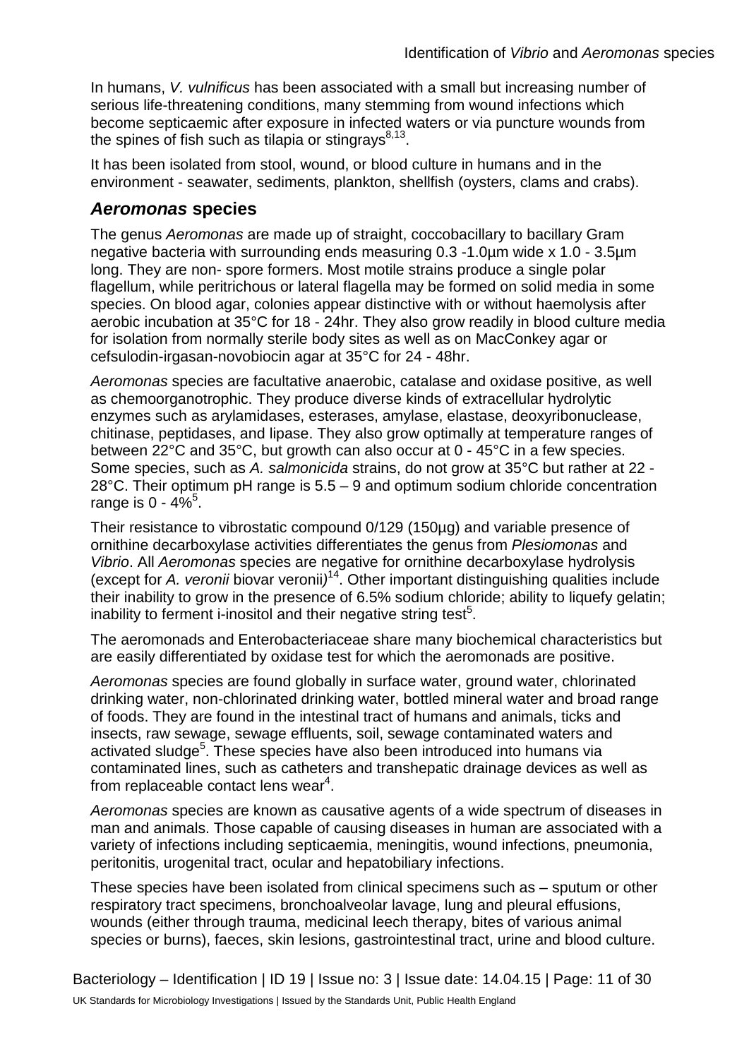In humans, *V. vulnificus* has been associated with a small but increasing number of serious life-threatening conditions, many stemming from wound infections which become septicaemic after exposure in infected waters or via puncture wounds from the spines of fish such as tilapia or stingrays[8,13].

It has been isolated from stool, wound, or blood culture in humans and in the environment - seawater, sediments, plankton, shellfish (oysters, clams and crabs).

## *Aeromonas* species

The genus *Aeromonas* are made up of straight, coccobacillary to bacillary Gram negative bacteria with surrounding ends measuring 0.3 -1.0µm wide x 1.0 - 3.5µm long. They are non- spore formers. Most motile strains produce a single polar flagellum, while peritrichous or lateral flagella may be formed on solid media in some species. On blood agar, colonies appear distinctive with or without haemolysis after aerobic incubation at 35°C for 18 - 24hr. They also grow readily in blood culture media for isolation from normally sterile body sites as well as on MacConkey agar or cefsulodin-irgasan-novobiocin agar at 35°C for 24 - 48hr.

*Aeromonas* species are facultative anaerobic, catalase and oxidase positive, as well as chemoorganotrophic. They produce diverse kinds of extracellular hydrolytic enzymes such as arylamidases, esterases, amylase, elastase, deoxyribonuclease, chitinase, peptidases, and lipase. They also grow optimally at temperature ranges of between 22°C and 35°C, but growth can also occur at 0 - 45°C in a few species. Some species, such as *A. salmonicida* strains, do not grow at 35°C but rather at 22 - 28°C. Their optimum pH range is 5.5 – 9 and optimum sodium chloride concentration range is 0 - 4%[5].

Their resistance to vibrostatic compound 0/129 (150µg) and variable presence of ornithine decarboxylase activities differentiates the genus from *Plesiomonas* and *Vibrio*. All *Aeromonas* species are negative for ornithine decarboxylase hydrolysis (except for *A. veronii* biovar veronii)[14]. Other important distinguishing qualities include their inability to grow in the presence of 6.5% sodium chloride; ability to liquefy gelatin; inability to ferment i-inositol and their negative string test[5].

The aeromonads and Enterobacteriaceae share many biochemical characteristics but are easily differentiated by oxidase test for which the aeromonads are positive.

*Aeromonas* species are found globally in surface water, ground water, chlorinated drinking water, non-chlorinated drinking water, bottled mineral water and broad range of foods. They are found in the intestinal tract of humans and animals, ticks and insects, raw sewage, sewage effluents, soil, sewage contaminated waters and activated sludge[5]. These species have also been introduced into humans via contaminated lines, such as catheters and transhepatic drainage devices as well as from replaceable contact lens wear[4].

*Aeromonas* species are known as causative agents of a wide spectrum of diseases in man and animals. Those capable of causing diseases in human are associated with a variety of infections including septicaemia, meningitis, wound infections, pneumonia, peritonitis, urogenital tract, ocular and hepatobiliary infections.

These species have been isolated from clinical specimens such as – sputum or other respiratory tract specimens, bronchoalveolar lavage, lung and pleural effusions, wounds (either through trauma, medicinal leech therapy, bites of various animal species or burns), faeces, skin lesions, gastrointestinal tract, urine and blood culture.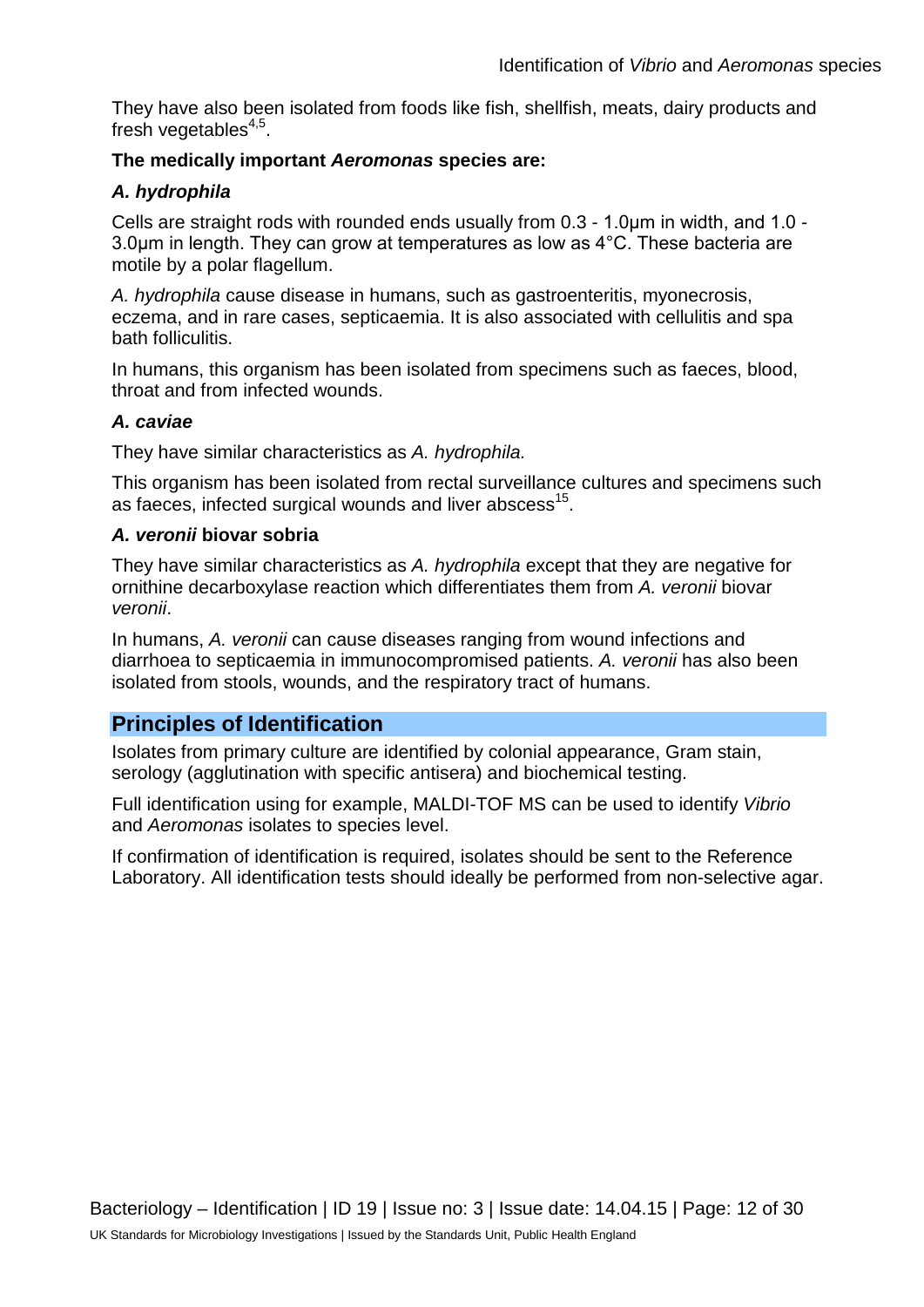They have also been isolated from foods like fish, shellfish, meats, dairy products and fresh vegetables[4,5].

**The medically important *Aeromonas* species are:**

***A. hydrophila***

Cells are straight rods with rounded ends usually from 0.3 - 1.0µm in width, and 1.0 - 3.0µm in length. They can grow at temperatures as low as 4°C. These bacteria are motile by a polar flagellum.

*A. hydrophila* cause disease in humans, such as gastroenteritis, myonecrosis, eczema, and in rare cases, septicaemia. It is also associated with cellulitis and spa bath folliculitis.

In humans, this organism has been isolated from specimens such as faeces, blood, throat and from infected wounds.

***A. caviae***

They have similar characteristics as *A. hydrophila.*

This organism has been isolated from rectal surveillance cultures and specimens such as faeces, infected surgical wounds and liver abscess[15].

***A. veronii* biovar sobria**

They have similar characteristics as *A. hydrophila* except that they are negative for ornithine decarboxylase reaction which differentiates them from *A. veronii* biovar *veronii*.

In humans, *A. veronii* can cause diseases ranging from wound infections and diarrhoea to septicaemia in immunocompromised patients. *A. veronii* has also been isolated from stools, wounds, and the respiratory tract of humans.

## Principles of Identification

Isolates from primary culture are identified by colonial appearance, Gram stain, serology (agglutination with specific antisera) and biochemical testing.

Full identification using for example, MALDI-TOF MS can be used to identify *Vibrio* and *Aeromonas* isolates to species level.

If confirmation of identification is required, isolates should be sent to the Reference Laboratory. All identification tests should ideally be performed from non-selective agar.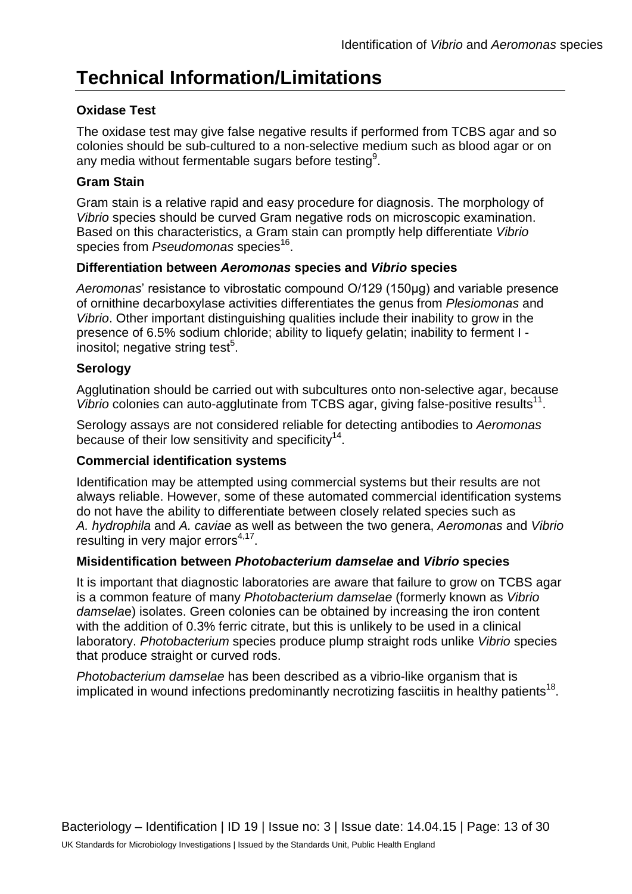# Technical Information/Limitations

### Oxidase Test

The oxidase test may give false negative results if performed from TCBS agar and so colonies should be sub-cultured to a non-selective medium such as blood agar or on any media without fermentable sugars before testing[9].

### Gram Stain

Gram stain is a relative rapid and easy procedure for diagnosis. The morphology of *Vibrio* species should be curved Gram negative rods on microscopic examination. Based on this characteristics, a Gram stain can promptly help differentiate *Vibrio* species from *Pseudomonas* species[16].

### Differentiation between *Aeromonas* species and *Vibrio* species

*Aeromonas*' resistance to vibrostatic compound O/129 (150µg) and variable presence of ornithine decarboxylase activities differentiates the genus from *Plesiomonas* and *Vibrio*. Other important distinguishing qualities include their inability to grow in the presence of 6.5% sodium chloride; ability to liquefy gelatin; inability to ferment I - inositol; negative string test[5].

### Serology

Agglutination should be carried out with subcultures onto non-selective agar, because *Vibrio* colonies can auto-agglutinate from TCBS agar, giving false-positive results[11].

Serology assays are not considered reliable for detecting antibodies to *Aeromonas* because of their low sensitivity and specificity[14].

### Commercial identification systems

Identification may be attempted using commercial systems but their results are not always reliable. However, some of these automated commercial identification systems do not have the ability to differentiate between closely related species such as *A. hydrophila* and *A. caviae* as well as between the two genera, *Aeromonas* and *Vibrio* resulting in very major errors[4,17].

### Misidentification between *Photobacterium damselae* and *Vibrio* species

It is important that diagnostic laboratories are aware that failure to grow on TCBS agar is a common feature of many *Photobacterium damselae* (formerly known as *Vibrio damsela*e) isolates. Green colonies can be obtained by increasing the iron content with the addition of 0.3% ferric citrate, but this is unlikely to be used in a clinical laboratory. *Photobacterium* species produce plump straight rods unlike *Vibrio* species that produce straight or curved rods.

*Photobacterium damselae* has been described as a vibrio-like organism that is implicated in wound infections predominantly necrotizing fasciitis in healthy patients[18].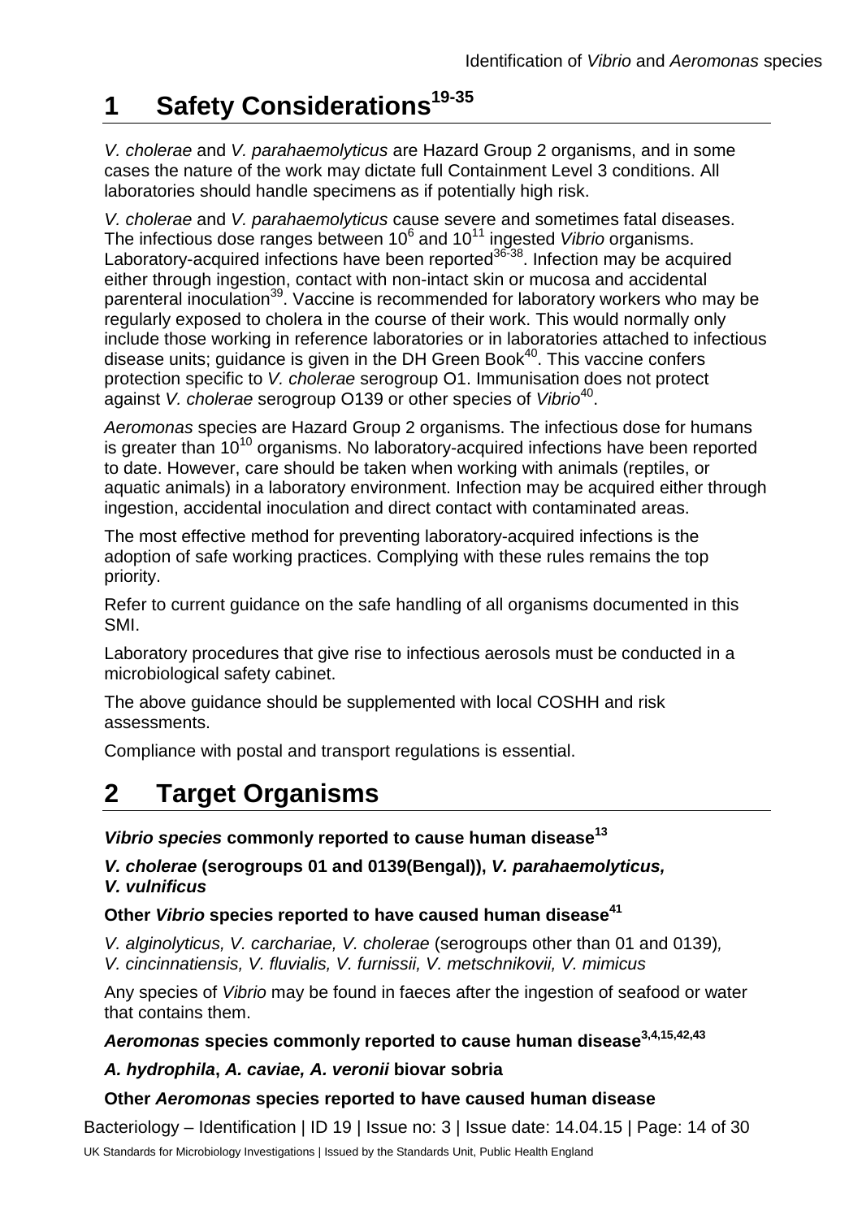# 1 Safety Considerations[19-35]

*V. cholerae* and *V. parahaemolyticus* are Hazard Group 2 organisms, and in some cases the nature of the work may dictate full Containment Level 3 conditions. All laboratories should handle specimens as if potentially high risk.

*V. cholerae* and *V. parahaemolyticus* cause severe and sometimes fatal diseases. The infectious dose ranges between $10^6$ and $10^{11}$ ingested *Vibrio* organisms. Laboratory-acquired infections have been reported[36-38]. Infection may be acquired either through ingestion, contact with non-intact skin or mucosa and accidental parenteral inoculation[39]. Vaccine is recommended for laboratory workers who may be regularly exposed to cholera in the course of their work. This would normally only include those working in reference laboratories or in laboratories attached to infectious disease units; guidance is given in the DH Green Book[40]. This vaccine confers protection specific to *V. cholerae* serogroup O1. Immunisation does not protect against *V. cholerae* serogroup O139 or other species of *Vibrio*[40].

*Aeromonas* species are Hazard Group 2 organisms. The infectious dose for humans is greater than $10^{10}$ organisms. No laboratory-acquired infections have been reported to date. However, care should be taken when working with animals (reptiles, or aquatic animals) in a laboratory environment. Infection may be acquired either through ingestion, accidental inoculation and direct contact with contaminated areas.

The most effective method for preventing laboratory-acquired infections is the adoption of safe working practices. Complying with these rules remains the top priority.

Refer to current guidance on the safe handling of all organisms documented in this SMI.

Laboratory procedures that give rise to infectious aerosols must be conducted in a microbiological safety cabinet.

The above guidance should be supplemented with local COSHH and risk assessments.

Compliance with postal and transport regulations is essential.

# 2 Target Organisms

***Vibrio species* commonly reported to cause human disease[13]**

***V. cholerae* (serogroups 01 and 0139(Bengal)), *V. parahaemolyticus, V. vulnificus***

**Other *Vibrio* species reported to have caused human disease[41]**

*V. alginolyticus, V. carchariae, V. cholerae* (serogroups other than 01 and 0139), *V. cincinnatiensis, V. fluvialis, V. furnissii, V. metschnikovii, V. mimicus*

Any species of *Vibrio* may be found in faeces after the ingestion of seafood or water that contains them.

***Aeromonas* species commonly reported to cause human disease[3,4,15,42,43]**

***A. hydrophila*, *A. caviae, A. veronii* biovar sobria**

**Other *Aeromonas* species reported to have caused human disease**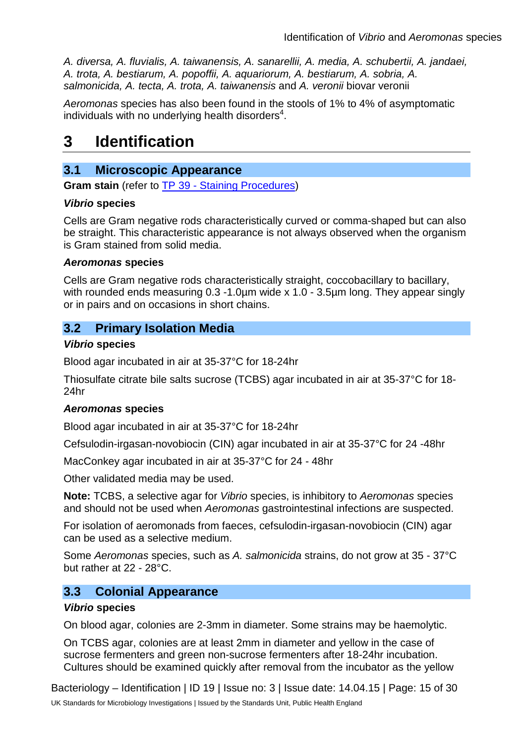*A. diversa, A. fluvialis, A. taiwanensis, A. sanarellii, A. media, A. schubertii, A. jandaei, A. trota, A. bestiarum, A. popoffii, A. aquariorum, A. bestiarum, A. sobria, A. salmonicida, A. tecta, A. trota, A. taiwanensis* and *A. veronii* biovar veronii

*Aeromonas* species has also been found in the stools of 1% to 4% of asymptomatic individuals with no underlying health disorders[4].

# 3 Identification

## 3.1 Microscopic Appearance

**Gram stain** (refer to TP 39 - Staining Procedures)

### *Vibrio* species

Cells are Gram negative rods characteristically curved or comma-shaped but can also be straight. This characteristic appearance is not always observed when the organism is Gram stained from solid media.

### *Aeromonas* species

Cells are Gram negative rods characteristically straight, coccobacillary to bacillary, with rounded ends measuring 0.3 -1.0µm wide x 1.0 - 3.5µm long. They appear singly or in pairs and on occasions in short chains.

## 3.2 Primary Isolation Media

### *Vibrio* species

Blood agar incubated in air at 35-37°C for 18-24hr

Thiosulfate citrate bile salts sucrose (TCBS) agar incubated in air at 35-37°C for 18-24hr

### *Aeromonas* species

Blood agar incubated in air at 35-37°C for 18-24hr

Cefsulodin-irgasan-novobiocin (CIN) agar incubated in air at 35-37°C for 24 -48hr

MacConkey agar incubated in air at 35-37°C for 24 - 48hr

Other validated media may be used.

**Note:** TCBS, a selective agar for *Vibrio* species, is inhibitory to *Aeromonas* species and should not be used when *Aeromonas* gastrointestinal infections are suspected.

For isolation of aeromonads from faeces, cefsulodin-irgasan-novobiocin (CIN) agar can be used as a selective medium.

Some *Aeromonas* species, such as *A. salmonicida* strains, do not grow at 35 - 37°C but rather at 22 - 28°C.

## 3.3 Colonial Appearance

### *Vibrio* species

On blood agar, colonies are 2-3mm in diameter. Some strains may be haemolytic.

On TCBS agar, colonies are at least 2mm in diameter and yellow in the case of sucrose fermenters and green non-sucrose fermenters after 18-24hr incubation. Cultures should be examined quickly after removal from the incubator as the yellow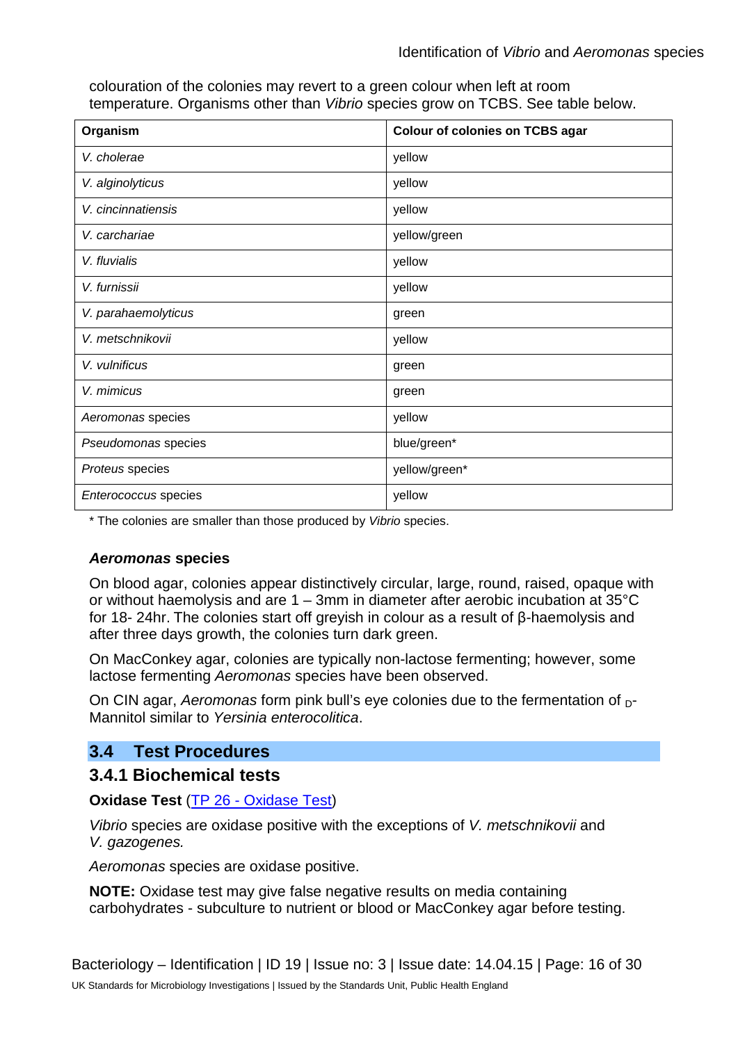colouration of the colonies may revert to a green colour when left at room temperature. Organisms other than *Vibrio* species grow on TCBS. See table below.

| Organism | Colour of colonies on TCBS agar |
|---|---|
| *V. cholerae* | yellow |
| *V. alginolyticus* | yellow |
| *V. cincinnatiensis* | yellow |
| *V. carchariae* | yellow/green |
| *V. fluvialis* | yellow |
| *V. furnissii* | yellow |
| *V. parahaemolyticus* | green |
| *V. metschnikovii* | yellow |
| *V. vulnificus* | green |
| *V. mimicus* | green |
| *Aeromonas* species | yellow |
| *Pseudomonas* species | blue/green* |
| *Proteus* species | yellow/green* |
| *Enterococcus* species | yellow |

* The colonies are smaller than those produced by *Vibrio* species.

#### ***Aeromonas* species**

On blood agar, colonies appear distinctively circular, large, round, raised, opaque with or without haemolysis and are 1 – 3mm in diameter after aerobic incubation at 35°C for 18- 24hr. The colonies start off greyish in colour as a result of β-haemolysis and after three days growth, the colonies turn dark green.

On MacConkey agar, colonies are typically non-lactose fermenting; however, some lactose fermenting *Aeromonas* species have been observed.

On CIN agar, *Aeromonas* form pink bull's eye colonies due to the fermentation of $_D$-Mannitol similar to *Yersinia enterocolitica*.

## 3.4 Test Procedures

### 3.4.1 Biochemical tests

**Oxidase Test** (TP 26 - Oxidase Test)

*Vibrio* species are oxidase positive with the exceptions of *V. metschnikovii* and *V. gazogenes.*

*Aeromonas* species are oxidase positive.

**NOTE:** Oxidase test may give false negative results on media containing carbohydrates - subculture to nutrient or blood or MacConkey agar before testing.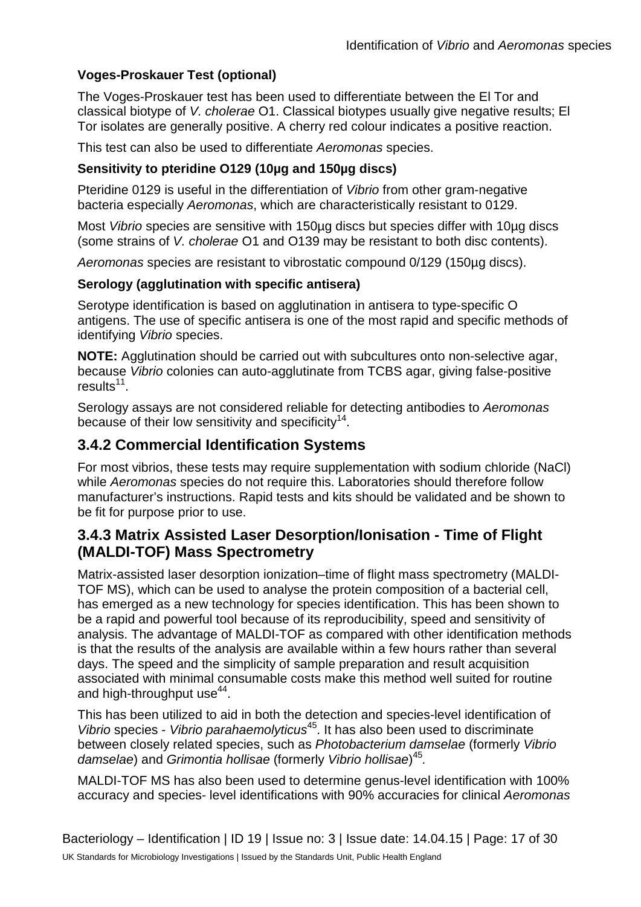**Voges-Proskauer Test (optional)**

The Voges-Proskauer test has been used to differentiate between the El Tor and classical biotype of *V. cholerae* O1. Classical biotypes usually give negative results; El Tor isolates are generally positive. A cherry red colour indicates a positive reaction.

This test can also be used to differentiate *Aeromonas* species.

**Sensitivity to pteridine O129 (10µg and 150µg discs)**

Pteridine 0129 is useful in the differentiation of *Vibrio* from other gram-negative bacteria especially *Aeromonas*, which are characteristically resistant to 0129.

Most *Vibrio* species are sensitive with 150µg discs but species differ with 10µg discs (some strains of *V. cholerae* O1 and O139 may be resistant to both disc contents).

*Aeromonas* species are resistant to vibrostatic compound 0/129 (150µg discs).

**Serology (agglutination with specific antisera)**

Serotype identification is based on agglutination in antisera to type-specific O antigens. The use of specific antisera is one of the most rapid and specific methods of identifying *Vibrio* species.

**NOTE:** Agglutination should be carried out with subcultures onto non-selective agar, because *Vibrio* colonies can auto-agglutinate from TCBS agar, giving false-positive results[11].

Serology assays are not considered reliable for detecting antibodies to *Aeromonas* because of their low sensitivity and specificity[14].

## 3.4.2 Commercial Identification Systems

For most vibrios, these tests may require supplementation with sodium chloride (NaCl) while *Aeromonas* species do not require this. Laboratories should therefore follow manufacturer's instructions. Rapid tests and kits should be validated and be shown to be fit for purpose prior to use.

## 3.4.3 Matrix Assisted Laser Desorption/Ionisation - Time of Flight (MALDI-TOF) Mass Spectrometry

Matrix-assisted laser desorption ionization–time of flight mass spectrometry (MALDI-TOF MS), which can be used to analyse the protein composition of a bacterial cell, has emerged as a new technology for species identification. This has been shown to be a rapid and powerful tool because of its reproducibility, speed and sensitivity of analysis. The advantage of MALDI-TOF as compared with other identification methods is that the results of the analysis are available within a few hours rather than several days. The speed and the simplicity of sample preparation and result acquisition associated with minimal consumable costs make this method well suited for routine and high-throughput use[44].

This has been utilized to aid in both the detection and species-level identification of *Vibrio* species - *Vibrio parahaemolyticus*[45]. It has also been used to discriminate between closely related species, such as *Photobacterium damselae* (formerly *Vibrio damselae*) and *Grimontia hollisae* (formerly *Vibrio hollisae*)[45].

MALDI-TOF MS has also been used to determine genus-level identification with 100% accuracy and species- level identifications with 90% accuracies for clinical *Aeromonas*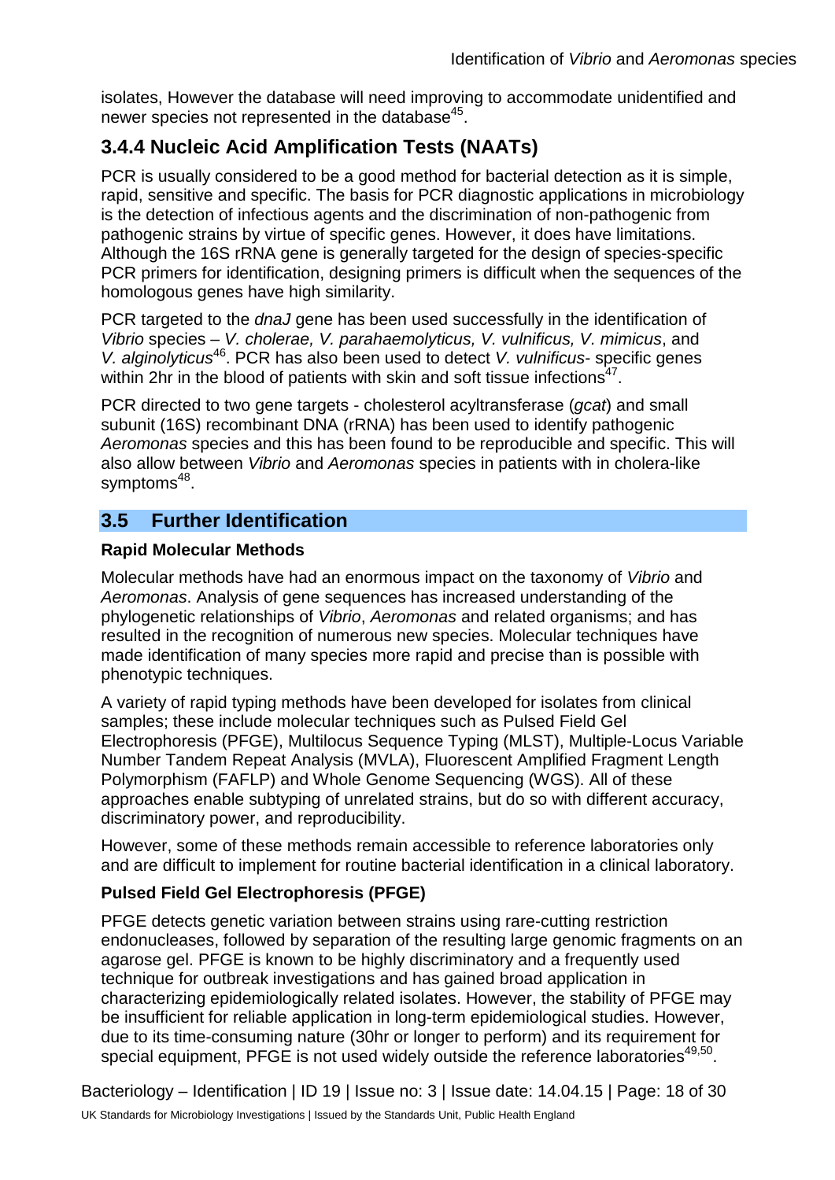isolates, However the database will need improving to accommodate unidentified and newer species not represented in the database[45].

### 3.4.4 Nucleic Acid Amplification Tests (NAATs)

PCR is usually considered to be a good method for bacterial detection as it is simple, rapid, sensitive and specific. The basis for PCR diagnostic applications in microbiology is the detection of infectious agents and the discrimination of non-pathogenic from pathogenic strains by virtue of specific genes. However, it does have limitations. Although the 16S rRNA gene is generally targeted for the design of species-specific PCR primers for identification, designing primers is difficult when the sequences of the homologous genes have high similarity.

PCR targeted to the *dnaJ* gene has been used successfully in the identification of *Vibrio* species – *V. cholerae, V. parahaemolyticus, V. vulnificus, V. mimicus*, and *V. alginolyticus*[46]. PCR has also been used to detect *V. vulnificus*- specific genes within 2hr in the blood of patients with skin and soft tissue infections[47].

PCR directed to two gene targets - cholesterol acyltransferase (*gcat*) and small subunit (16S) recombinant DNA (rRNA) has been used to identify pathogenic *Aeromonas* species and this has been found to be reproducible and specific. This will also allow between *Vibrio* and *Aeromonas* species in patients with in cholera-like symptoms[48].

## 3.5 Further Identification

**Rapid Molecular Methods**

Molecular methods have had an enormous impact on the taxonomy of *Vibrio* and *Aeromonas*. Analysis of gene sequences has increased understanding of the phylogenetic relationships of *Vibrio*, *Aeromonas* and related organisms; and has resulted in the recognition of numerous new species. Molecular techniques have made identification of many species more rapid and precise than is possible with phenotypic techniques.

A variety of rapid typing methods have been developed for isolates from clinical samples; these include molecular techniques such as Pulsed Field Gel Electrophoresis (PFGE), Multilocus Sequence Typing (MLST), Multiple-Locus Variable Number Tandem Repeat Analysis (MVLA), Fluorescent Amplified Fragment Length Polymorphism (FAFLP) and Whole Genome Sequencing (WGS). All of these approaches enable subtyping of unrelated strains, but do so with different accuracy, discriminatory power, and reproducibility.

However, some of these methods remain accessible to reference laboratories only and are difficult to implement for routine bacterial identification in a clinical laboratory.

**Pulsed Field Gel Electrophoresis (PFGE)**

PFGE detects genetic variation between strains using rare-cutting restriction endonucleases, followed by separation of the resulting large genomic fragments on an agarose gel. PFGE is known to be highly discriminatory and a frequently used technique for outbreak investigations and has gained broad application in characterizing epidemiologically related isolates. However, the stability of PFGE may be insufficient for reliable application in long-term epidemiological studies. However, due to its time-consuming nature (30hr or longer to perform) and its requirement for special equipment, PFGE is not used widely outside the reference laboratories[49,50].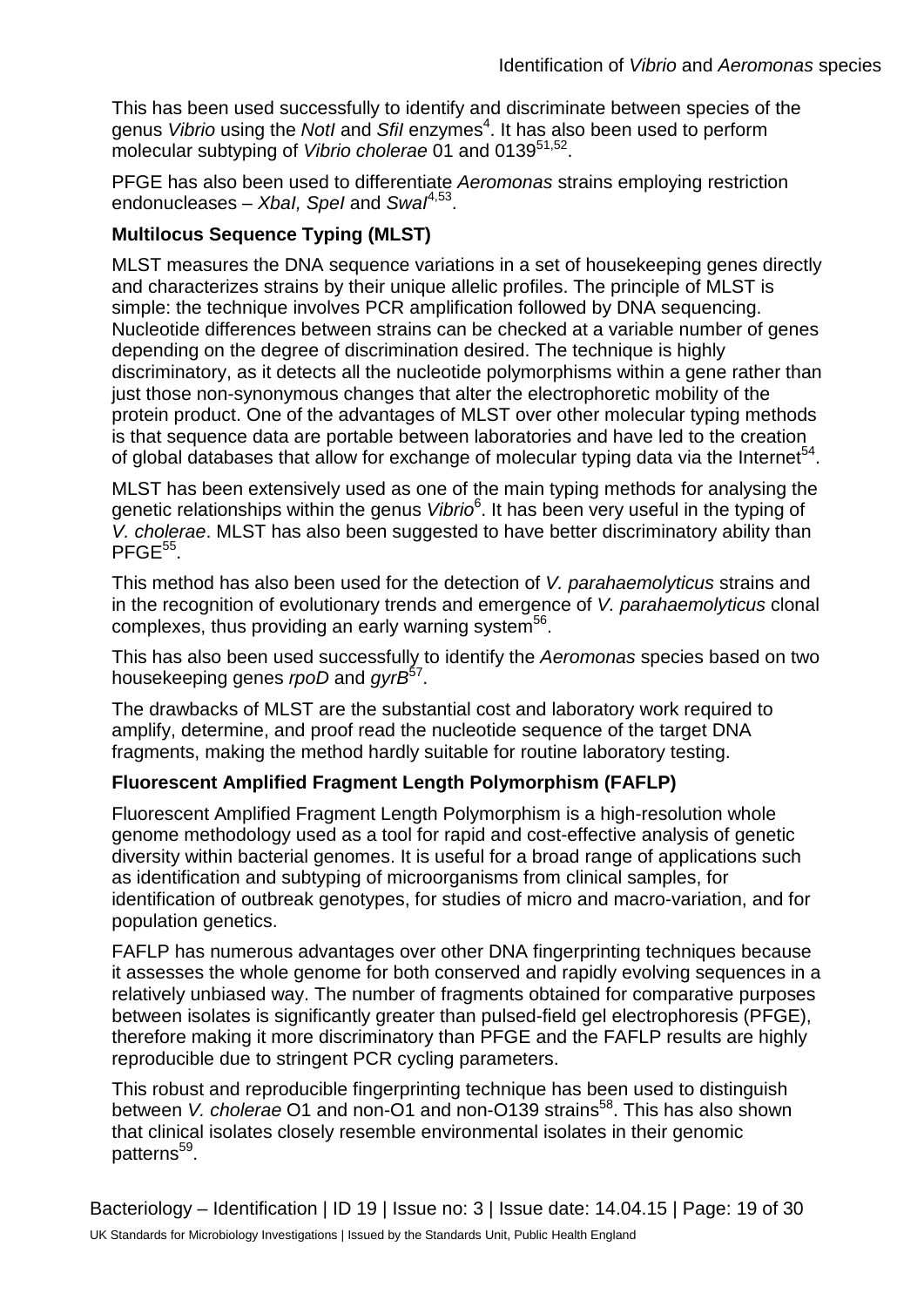This has been used successfully to identify and discriminate between species of the genus *Vibrio* using the *NotI* and *SfiI* enzymes[4]. It has also been used to perform molecular subtyping of *Vibrio cholerae* 01 and 0139[51,52].

PFGE has also been used to differentiate *Aeromonas* strains employing restriction endonucleases – *XbaI, SpeI* and *SwaI*[4,53].

**Multilocus Sequence Typing (MLST)**

MLST measures the DNA sequence variations in a set of housekeeping genes directly and characterizes strains by their unique allelic profiles. The principle of MLST is simple: the technique involves PCR amplification followed by DNA sequencing. Nucleotide differences between strains can be checked at a variable number of genes depending on the degree of discrimination desired. The technique is highly discriminatory, as it detects all the nucleotide polymorphisms within a gene rather than just those non-synonymous changes that alter the electrophoretic mobility of the protein product. One of the advantages of MLST over other molecular typing methods is that sequence data are portable between laboratories and have led to the creation of global databases that allow for exchange of molecular typing data via the Internet[54].

MLST has been extensively used as one of the main typing methods for analysing the genetic relationships within the genus *Vibrio*[6]. It has been very useful in the typing of *V. cholerae*. MLST has also been suggested to have better discriminatory ability than PFGE[55].

This method has also been used for the detection of *V. parahaemolyticus* strains and in the recognition of evolutionary trends and emergence of *V. parahaemolyticus* clonal complexes, thus providing an early warning system[56].

This has also been used successfully to identify the *Aeromonas* species based on two housekeeping genes *rpoD* and *gyrB*[57].

The drawbacks of MLST are the substantial cost and laboratory work required to amplify, determine, and proof read the nucleotide sequence of the target DNA fragments, making the method hardly suitable for routine laboratory testing.

**Fluorescent Amplified Fragment Length Polymorphism (FAFLP)**

Fluorescent Amplified Fragment Length Polymorphism is a high-resolution whole genome methodology used as a tool for rapid and cost-effective analysis of genetic diversity within bacterial genomes. It is useful for a broad range of applications such as identification and subtyping of microorganisms from clinical samples, for identification of outbreak genotypes, for studies of micro and macro-variation, and for population genetics.

FAFLP has numerous advantages over other DNA fingerprinting techniques because it assesses the whole genome for both conserved and rapidly evolving sequences in a relatively unbiased way. The number of fragments obtained for comparative purposes between isolates is significantly greater than pulsed-field gel electrophoresis (PFGE), therefore making it more discriminatory than PFGE and the FAFLP results are highly reproducible due to stringent PCR cycling parameters.

This robust and reproducible fingerprinting technique has been used to distinguish between *V. cholerae* O1 and non-O1 and non-O139 strains[58]. This has also shown that clinical isolates closely resemble environmental isolates in their genomic patterns[59].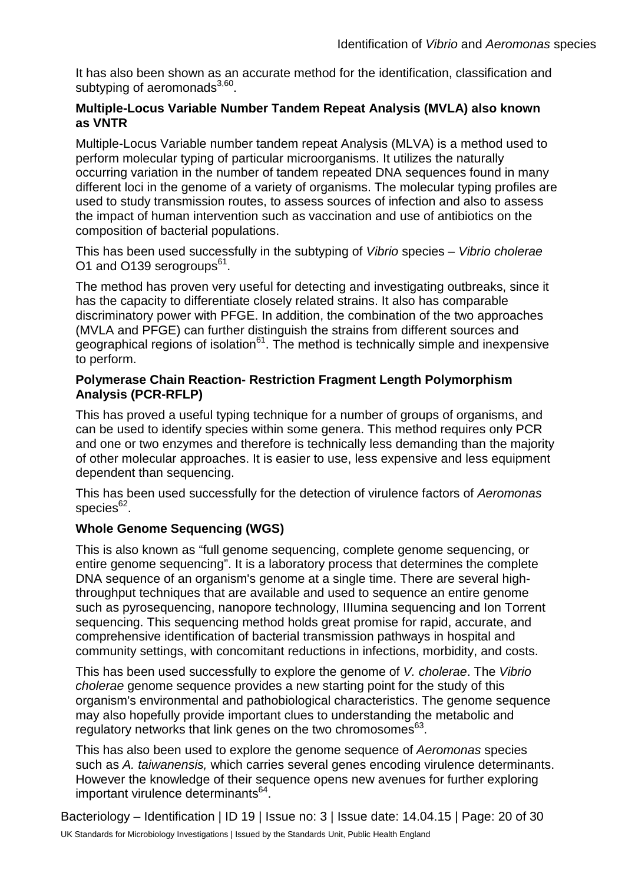It has also been shown as an accurate method for the identification, classification and subtyping of aeromonads[3,60].

**Multiple-Locus Variable Number Tandem Repeat Analysis (MVLA) also known as VNTR**

Multiple-Locus Variable number tandem repeat Analysis (MLVA) is a method used to perform molecular typing of particular microorganisms. It utilizes the naturally occurring variation in the number of tandem repeated DNA sequences found in many different loci in the genome of a variety of organisms. The molecular typing profiles are used to study transmission routes, to assess sources of infection and also to assess the impact of human intervention such as vaccination and use of antibiotics on the composition of bacterial populations.

This has been used successfully in the subtyping of *Vibrio* species – *Vibrio cholerae* O1 and O139 serogroups[61].

The method has proven very useful for detecting and investigating outbreaks, since it has the capacity to differentiate closely related strains. It also has comparable discriminatory power with PFGE. In addition, the combination of the two approaches (MVLA and PFGE) can further distinguish the strains from different sources and geographical regions of isolation[61]. The method is technically simple and inexpensive to perform.

**Polymerase Chain Reaction- Restriction Fragment Length Polymorphism Analysis (PCR-RFLP)**

This has proved a useful typing technique for a number of groups of organisms, and can be used to identify species within some genera. This method requires only PCR and one or two enzymes and therefore is technically less demanding than the majority of other molecular approaches. It is easier to use, less expensive and less equipment dependent than sequencing.

This has been used successfully for the detection of virulence factors of *Aeromonas* species[62].

**Whole Genome Sequencing (WGS)**

This is also known as "full genome sequencing, complete genome sequencing, or entire genome sequencing". It is a laboratory process that determines the complete DNA sequence of an organism's genome at a single time. There are several high-throughput techniques that are available and used to sequence an entire genome such as pyrosequencing, nanopore technology, IIlumina sequencing and Ion Torrent sequencing. This sequencing method holds great promise for rapid, accurate, and comprehensive identification of bacterial transmission pathways in hospital and community settings, with concomitant reductions in infections, morbidity, and costs.

This has been used successfully to explore the genome of *V. cholerae*. The *Vibrio cholerae* genome sequence provides a new starting point for the study of this organism's environmental and pathobiological characteristics. The genome sequence may also hopefully provide important clues to understanding the metabolic and regulatory networks that link genes on the two chromosomes[63].

This has also been used to explore the genome sequence of *Aeromonas* species such as *A. taiwanensis,* which carries several genes encoding virulence determinants. However the knowledge of their sequence opens new avenues for further exploring important virulence determinants[64].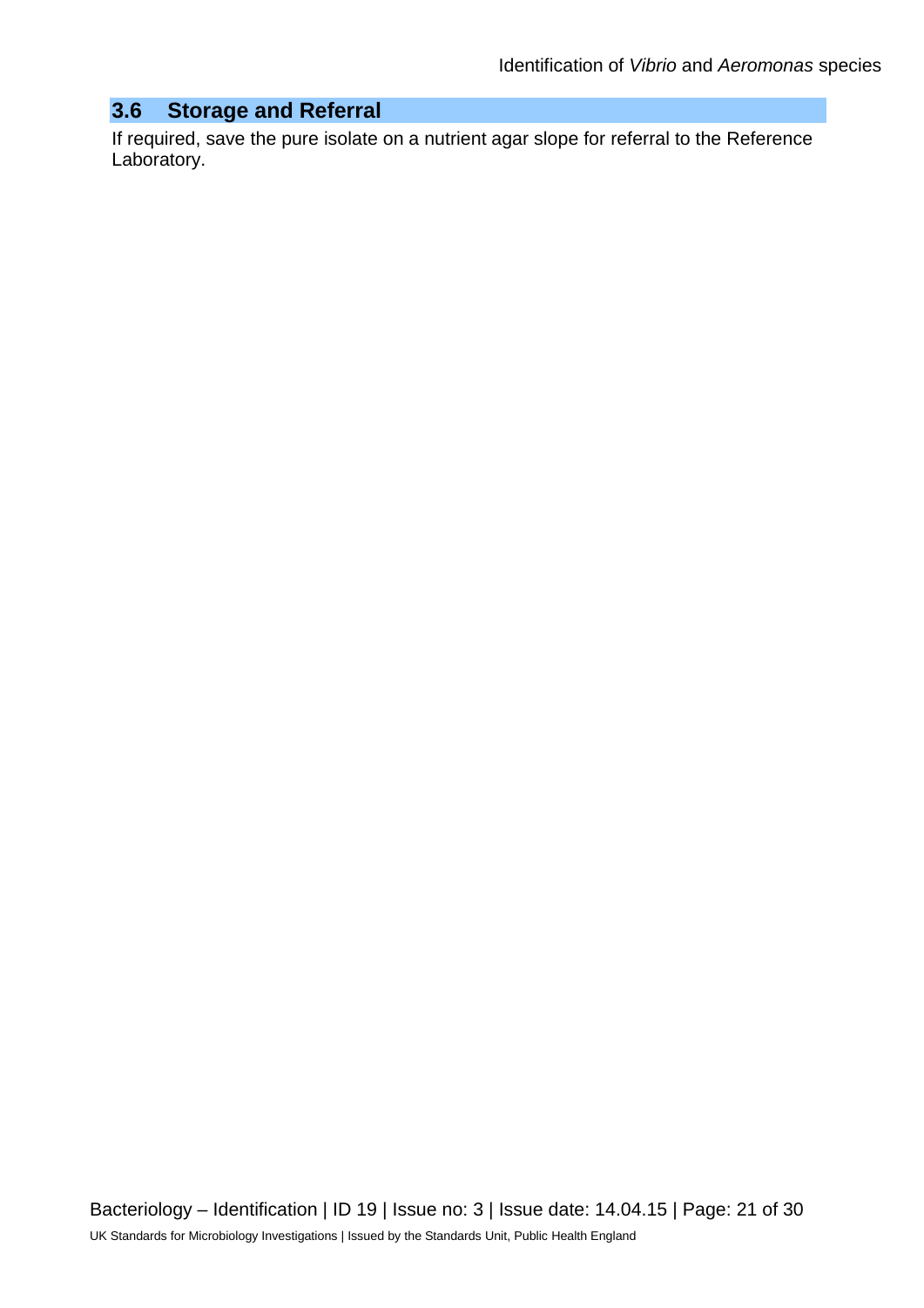## 3.6 Storage and Referral

If required, save the pure isolate on a nutrient agar slope for referral to the Reference Laboratory.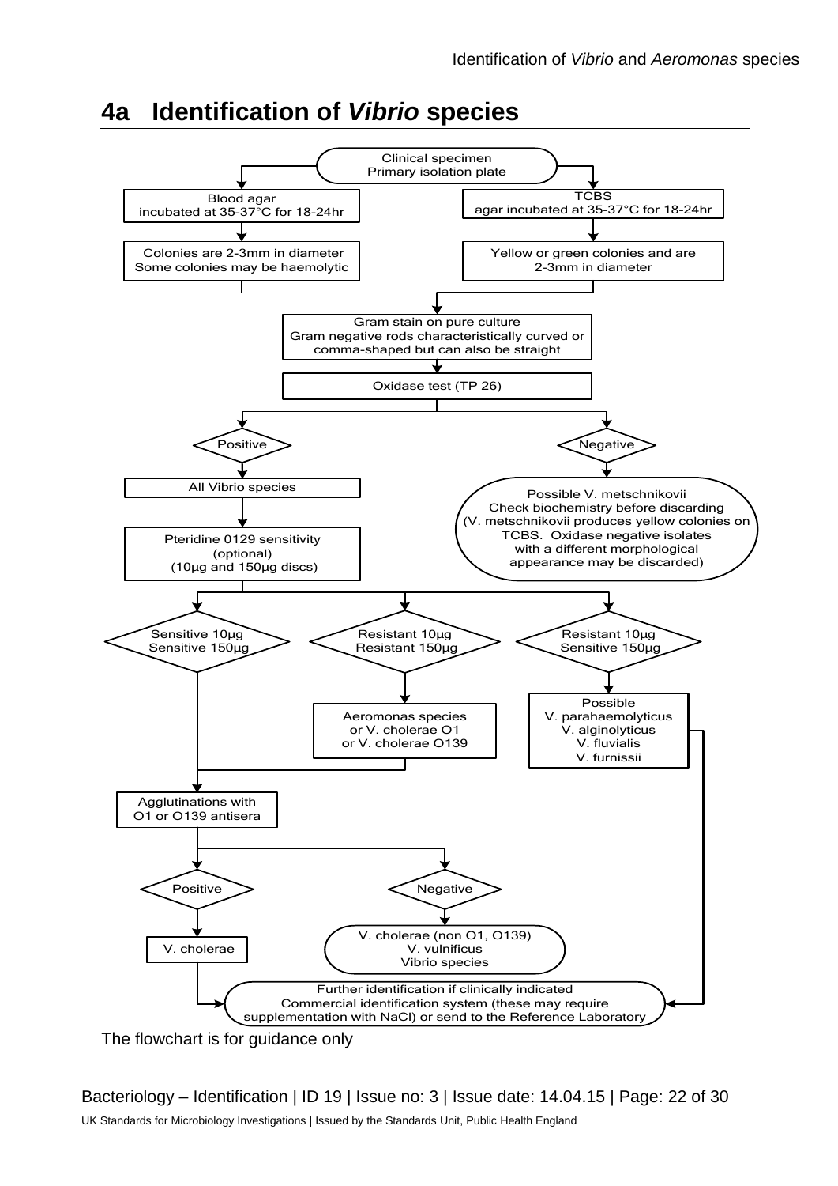## 4a Identification of *Vibrio* species

Clinical specimen
Primary isolation plate

Blood agar
incubated at 35-37°C for 18-24hr

Colonies are 2-3mm in diameter
Some colonies may be haemolytic

TCBS
agar incubated at 35-37°C for 18-24hr

Yellow or green colonies and are
2-3mm in diameter

Gram stain on pure culture
Gram negative rods characteristically curved or comma-shaped but can also be straight

Oxidase test (TP 26)

Positive

All Vibrio species

Negative

Possible V. metschnikovii
Check biochemistry before discarding
(V. metschnikovii produces yellow colonies on TCBS. Oxidase negative isolates with a different morphological appearance may be discarded)

Pteridine 0129 sensitivity
(optional)
(10µg and 150µg discs)

Sensitive 10µg
Sensitive 150µg

Resistant 10µg
Resistant 150µg

Aeromonas species
or V. cholerae O1
or V. cholerae O139

Resistant 10µg
Sensitive 150µg

Possible
V. parahaemolyticus
V. alginolyticus
V. fluvialis
V. furnissii

Agglutinations with
O1 or O139 antisera

Positive

V. cholerae

Negative

V. cholerae (non O1, O139)
V. vulnificus
Vibrio species

Further identification if clinically indicated
Commercial identification system (these may require supplementation with NaCl) or send to the Reference Laboratory

The flowchart is for guidance only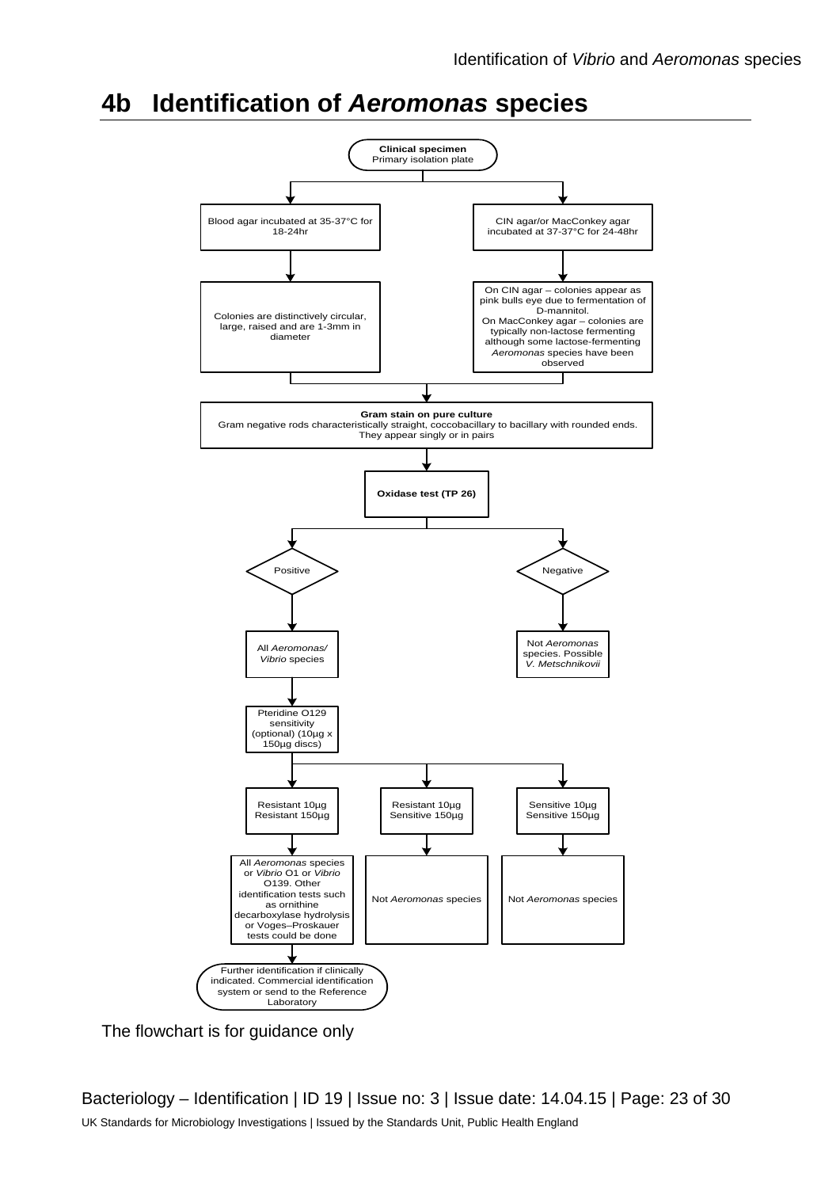## 4b Identification of *Aeromonas* species

**Clinical specimen**
Primary isolation plate

- Blood agar incubated at 35-37°C for 18-24hr
  - Colonies are distinctively circular, large, raised and are 1-3mm in diameter
- CIN agar/or MacConkey agar incubated at 37-37°C for 24-48hr
  - On CIN agar – colonies appear as pink bulls eye due to fermentation of D-mannitol. On MacConkey agar – colonies are typically non-lactose fermenting although some lactose-fermenting *Aeromonas* species have been observed

**Gram stain on pure culture**
Gram negative rods characteristically straight, coccobacillary to bacillary with rounded ends. They appear singly or in pairs

**Oxidase test (TP 26)**

- Positive
  - All *Aeromonas/ Vibrio* species
    - Pteridine O129 sensitivity (optional) (10µg x 150µg discs)
      - Resistant 10µg, Resistant 150µg
        - All *Aeromonas* species or *Vibrio* O1 or *Vibrio* O139. Other identification tests such as ornithine decarboxylase hydrolysis or Voges–Proskauer tests could be done
          - Further identification if clinically indicated. Commercial identification system or send to the Reference Laboratory
      - Resistant 10µg, Sensitive 150µg
        - Not *Aeromonas* species
      - Sensitive 10µg, Sensitive 150µg
        - Not *Aeromonas* species
- Negative
  - Not *Aeromonas* species. Possible *V. Metschnikovii*

The flowchart is for guidance only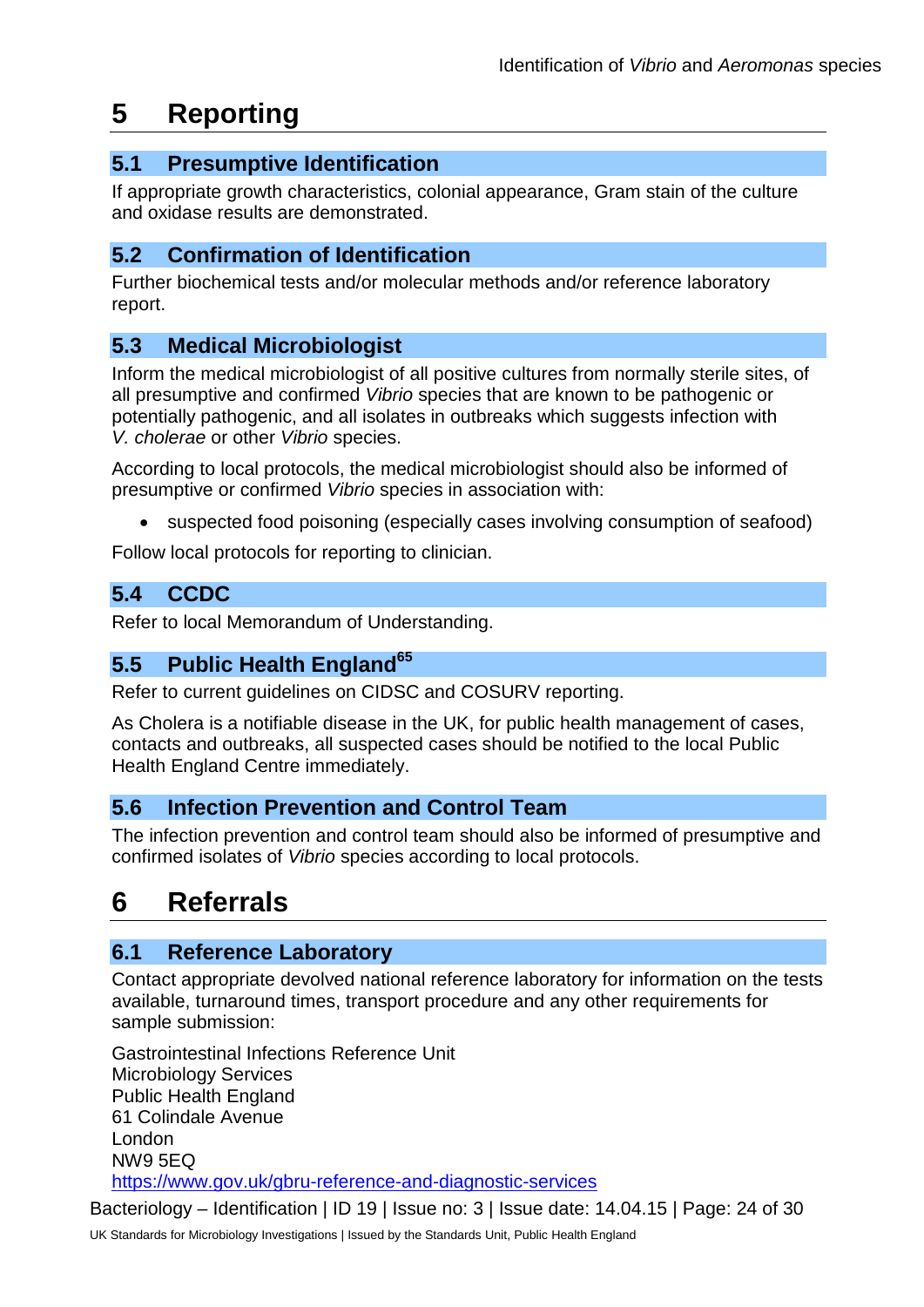# 5 Reporting

## 5.1 Presumptive Identification

If appropriate growth characteristics, colonial appearance, Gram stain of the culture and oxidase results are demonstrated.

## 5.2 Confirmation of Identification

Further biochemical tests and/or molecular methods and/or reference laboratory report.

## 5.3 Medical Microbiologist

Inform the medical microbiologist of all positive cultures from normally sterile sites, of all presumptive and confirmed *Vibrio* species that are known to be pathogenic or potentially pathogenic, and all isolates in outbreaks which suggests infection with *V. cholerae* or other *Vibrio* species.

According to local protocols, the medical microbiologist should also be informed of presumptive or confirmed *Vibrio* species in association with:

- suspected food poisoning (especially cases involving consumption of seafood)

Follow local protocols for reporting to clinician.

## 5.4 CCDC

Refer to local Memorandum of Understanding.

## 5.5 Public Health England[65]

Refer to current guidelines on CIDSC and COSURV reporting.

As Cholera is a notifiable disease in the UK, for public health management of cases, contacts and outbreaks, all suspected cases should be notified to the local Public Health England Centre immediately.

## 5.6 Infection Prevention and Control Team

The infection prevention and control team should also be informed of presumptive and confirmed isolates of *Vibrio* species according to local protocols.

# 6 Referrals

## 6.1 Reference Laboratory

Contact appropriate devolved national reference laboratory for information on the tests available, turnaround times, transport procedure and any other requirements for sample submission:

Gastrointestinal Infections Reference Unit
Microbiology Services
Public Health England
61 Colindale Avenue
London
NW9 5EQ
https://www.gov.uk/gbru-reference-and-diagnostic-services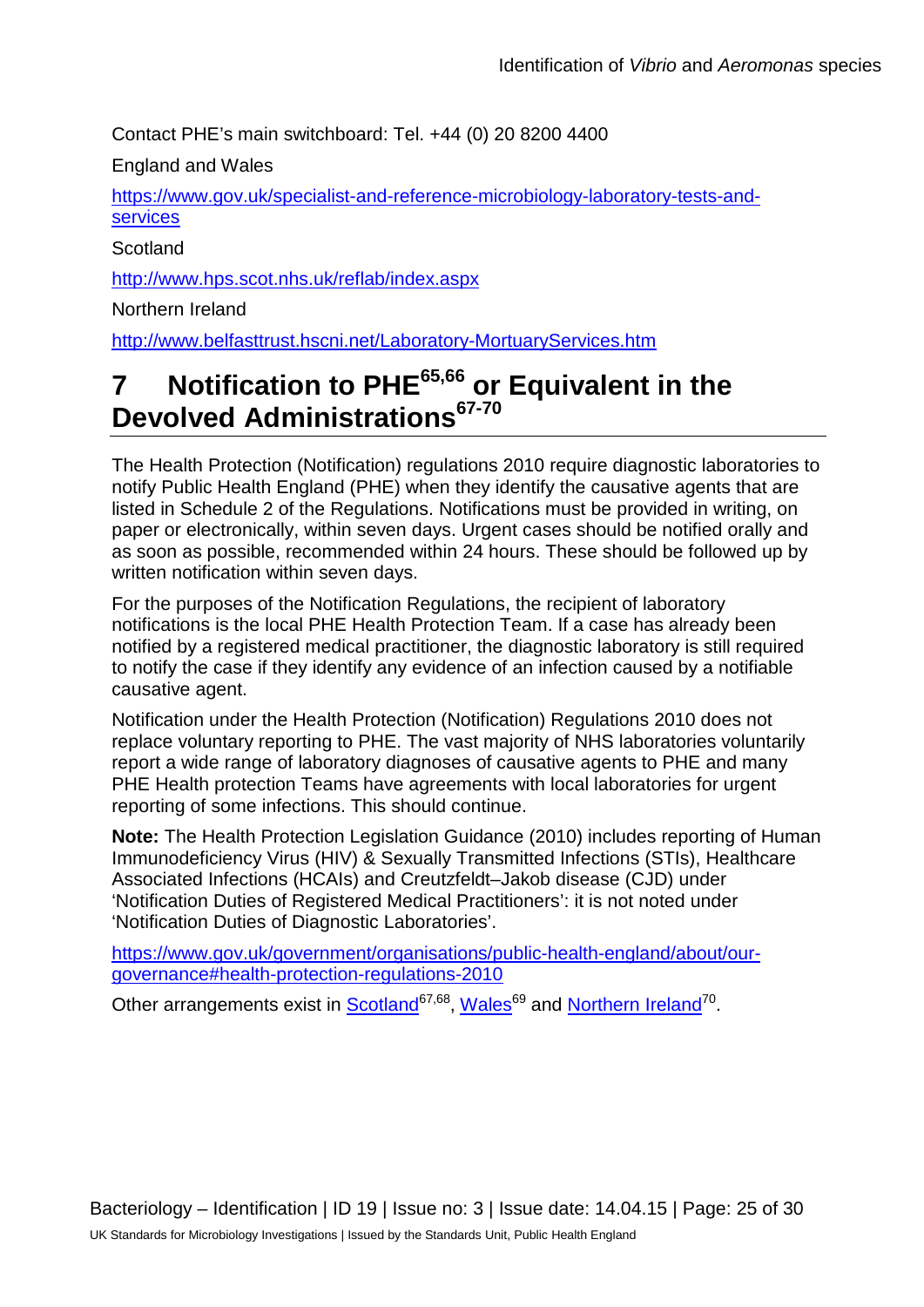Contact PHE's main switchboard: Tel. +44 (0) 20 8200 4400

England and Wales

https://www.gov.uk/specialist-and-reference-microbiology-laboratory-tests-and-services

Scotland

http://www.hps.scot.nhs.uk/reflab/index.aspx

Northern Ireland

http://www.belfasttrust.hscni.net/Laboratory-MortuaryServices.htm

## 7 Notification to PHE[65,66] or Equivalent in the Devolved Administrations[67-70]

The Health Protection (Notification) regulations 2010 require diagnostic laboratories to notify Public Health England (PHE) when they identify the causative agents that are listed in Schedule 2 of the Regulations. Notifications must be provided in writing, on paper or electronically, within seven days. Urgent cases should be notified orally and as soon as possible, recommended within 24 hours. These should be followed up by written notification within seven days.

For the purposes of the Notification Regulations, the recipient of laboratory notifications is the local PHE Health Protection Team. If a case has already been notified by a registered medical practitioner, the diagnostic laboratory is still required to notify the case if they identify any evidence of an infection caused by a notifiable causative agent.

Notification under the Health Protection (Notification) Regulations 2010 does not replace voluntary reporting to PHE. The vast majority of NHS laboratories voluntarily report a wide range of laboratory diagnoses of causative agents to PHE and many PHE Health protection Teams have agreements with local laboratories for urgent reporting of some infections. This should continue.

**Note:** The Health Protection Legislation Guidance (2010) includes reporting of Human Immunodeficiency Virus (HIV) & Sexually Transmitted Infections (STIs), Healthcare Associated Infections (HCAIs) and Creutzfeldt–Jakob disease (CJD) under 'Notification Duties of Registered Medical Practitioners': it is not noted under 'Notification Duties of Diagnostic Laboratories'.

https://www.gov.uk/government/organisations/public-health-england/about/our-governance#health-protection-regulations-2010

Other arrangements exist in Scotland[67,68], Wales[69] and Northern Ireland[70].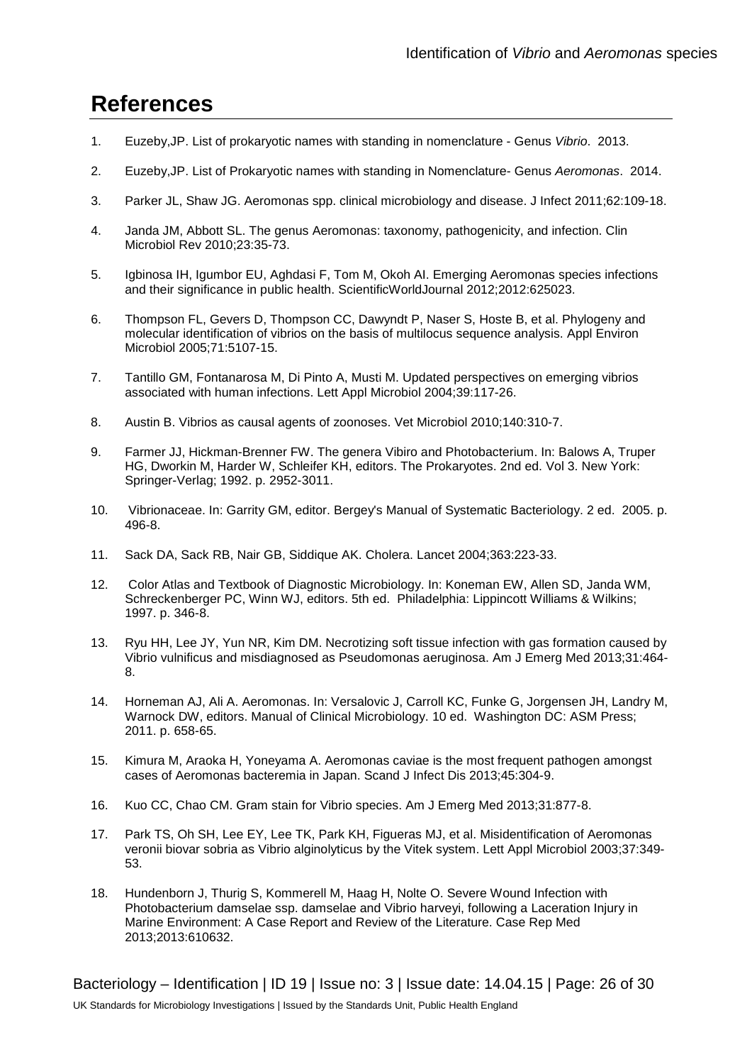# References

1. Euzeby,JP. List of prokaryotic names with standing in nomenclature - Genus *Vibrio*. 2013.

2. Euzeby,JP. List of Prokaryotic names with standing in Nomenclature- Genus *Aeromonas*. 2014.

3. Parker JL, Shaw JG. Aeromonas spp. clinical microbiology and disease. J Infect 2011;62:109-18.

4. Janda JM, Abbott SL. The genus Aeromonas: taxonomy, pathogenicity, and infection. Clin Microbiol Rev 2010;23:35-73.

5. Igbinosa IH, Igumbor EU, Aghdasi F, Tom M, Okoh AI. Emerging Aeromonas species infections and their significance in public health. ScientificWorldJournal 2012;2012:625023.

6. Thompson FL, Gevers D, Thompson CC, Dawyndt P, Naser S, Hoste B, et al. Phylogeny and molecular identification of vibrios on the basis of multilocus sequence analysis. Appl Environ Microbiol 2005;71:5107-15.

7. Tantillo GM, Fontanarosa M, Di Pinto A, Musti M. Updated perspectives on emerging vibrios associated with human infections. Lett Appl Microbiol 2004;39:117-26.

8. Austin B. Vibrios as causal agents of zoonoses. Vet Microbiol 2010;140:310-7.

9. Farmer JJ, Hickman-Brenner FW. The genera Vibiro and Photobacterium. In: Balows A, Truper HG, Dworkin M, Harder W, Schleifer KH, editors. The Prokaryotes. 2nd ed. Vol 3. New York: Springer-Verlag; 1992. p. 2952-3011.

10. Vibrionaceae. In: Garrity GM, editor. Bergey's Manual of Systematic Bacteriology. 2 ed. 2005. p. 496-8.

11. Sack DA, Sack RB, Nair GB, Siddique AK. Cholera. Lancet 2004;363:223-33.

12. Color Atlas and Textbook of Diagnostic Microbiology. In: Koneman EW, Allen SD, Janda WM, Schreckenberger PC, Winn WJ, editors. 5th ed. Philadelphia: Lippincott Williams & Wilkins; 1997. p. 346-8.

13. Ryu HH, Lee JY, Yun NR, Kim DM. Necrotizing soft tissue infection with gas formation caused by Vibrio vulnificus and misdiagnosed as Pseudomonas aeruginosa. Am J Emerg Med 2013;31:464-8.

14. Horneman AJ, Ali A. Aeromonas. In: Versalovic J, Carroll KC, Funke G, Jorgensen JH, Landry M, Warnock DW, editors. Manual of Clinical Microbiology. 10 ed. Washington DC: ASM Press; 2011. p. 658-65.

15. Kimura M, Araoka H, Yoneyama A. Aeromonas caviae is the most frequent pathogen amongst cases of Aeromonas bacteremia in Japan. Scand J Infect Dis 2013;45:304-9.

16. Kuo CC, Chao CM. Gram stain for Vibrio species. Am J Emerg Med 2013;31:877-8.

17. Park TS, Oh SH, Lee EY, Lee TK, Park KH, Figueras MJ, et al. Misidentification of Aeromonas veronii biovar sobria as Vibrio alginolyticus by the Vitek system. Lett Appl Microbiol 2003;37:349-53.

18. Hundenborn J, Thurig S, Kommerell M, Haag H, Nolte O. Severe Wound Infection with Photobacterium damselae ssp. damselae and Vibrio harveyi, following a Laceration Injury in Marine Environment: A Case Report and Review of the Literature. Case Rep Med 2013;2013:610632.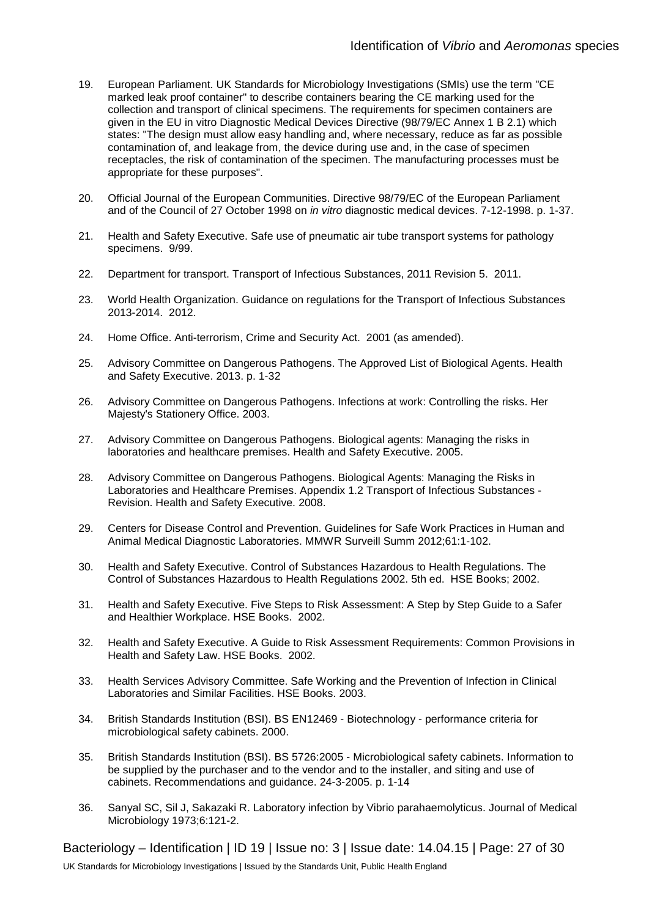19. European Parliament. UK Standards for Microbiology Investigations (SMIs) use the term "CE marked leak proof container" to describe containers bearing the CE marking used for the collection and transport of clinical specimens. The requirements for specimen containers are given in the EU in vitro Diagnostic Medical Devices Directive (98/79/EC Annex 1 B 2.1) which states: "The design must allow easy handling and, where necessary, reduce as far as possible contamination of, and leakage from, the device during use and, in the case of specimen receptacles, the risk of contamination of the specimen. The manufacturing processes must be appropriate for these purposes".

20. Official Journal of the European Communities. Directive 98/79/EC of the European Parliament and of the Council of 27 October 1998 on *in vitro* diagnostic medical devices. 7-12-1998. p. 1-37.

21. Health and Safety Executive. Safe use of pneumatic air tube transport systems for pathology specimens. 9/99.

22. Department for transport. Transport of Infectious Substances, 2011 Revision 5. 2011.

23. World Health Organization. Guidance on regulations for the Transport of Infectious Substances 2013-2014. 2012.

24. Home Office. Anti-terrorism, Crime and Security Act. 2001 (as amended).

25. Advisory Committee on Dangerous Pathogens. The Approved List of Biological Agents. Health and Safety Executive. 2013. p. 1-32

26. Advisory Committee on Dangerous Pathogens. Infections at work: Controlling the risks. Her Majesty's Stationery Office. 2003.

27. Advisory Committee on Dangerous Pathogens. Biological agents: Managing the risks in laboratories and healthcare premises. Health and Safety Executive. 2005.

28. Advisory Committee on Dangerous Pathogens. Biological Agents: Managing the Risks in Laboratories and Healthcare Premises. Appendix 1.2 Transport of Infectious Substances - Revision. Health and Safety Executive. 2008.

29. Centers for Disease Control and Prevention. Guidelines for Safe Work Practices in Human and Animal Medical Diagnostic Laboratories. MMWR Surveill Summ 2012;61:1-102.

30. Health and Safety Executive. Control of Substances Hazardous to Health Regulations. The Control of Substances Hazardous to Health Regulations 2002. 5th ed. HSE Books; 2002.

31. Health and Safety Executive. Five Steps to Risk Assessment: A Step by Step Guide to a Safer and Healthier Workplace. HSE Books. 2002.

32. Health and Safety Executive. A Guide to Risk Assessment Requirements: Common Provisions in Health and Safety Law. HSE Books. 2002.

33. Health Services Advisory Committee. Safe Working and the Prevention of Infection in Clinical Laboratories and Similar Facilities. HSE Books. 2003.

34. British Standards Institution (BSI). BS EN12469 - Biotechnology - performance criteria for microbiological safety cabinets. 2000.

35. British Standards Institution (BSI). BS 5726:2005 - Microbiological safety cabinets. Information to be supplied by the purchaser and to the vendor and to the installer, and siting and use of cabinets. Recommendations and guidance. 24-3-2005. p. 1-14

36. Sanyal SC, Sil J, Sakazaki R. Laboratory infection by Vibrio parahaemolyticus. Journal of Medical Microbiology 1973;6:121-2.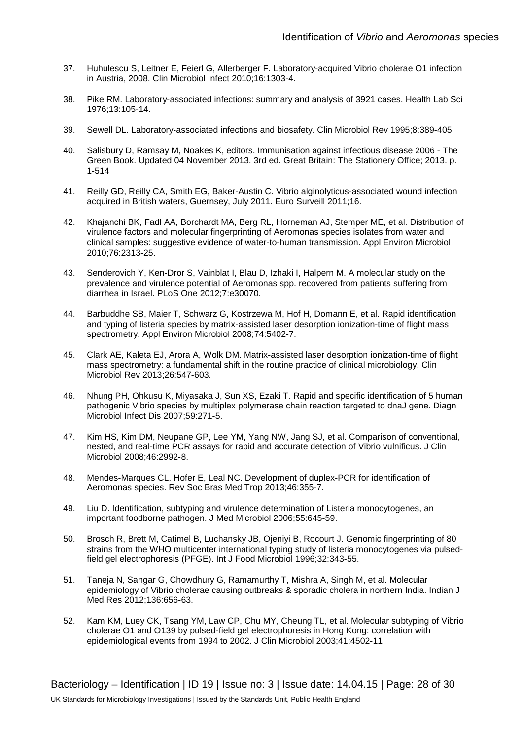37. Huhulescu S, Leitner E, Feierl G, Allerberger F. Laboratory-acquired Vibrio cholerae O1 infection in Austria, 2008. Clin Microbiol Infect 2010;16:1303-4.

38. Pike RM. Laboratory-associated infections: summary and analysis of 3921 cases. Health Lab Sci 1976;13:105-14.

39. Sewell DL. Laboratory-associated infections and biosafety. Clin Microbiol Rev 1995;8:389-405.

40. Salisbury D, Ramsay M, Noakes K, editors. Immunisation against infectious disease 2006 - The Green Book. Updated 04 November 2013. 3rd ed. Great Britain: The Stationery Office; 2013. p. 1-514

41. Reilly GD, Reilly CA, Smith EG, Baker-Austin C. Vibrio alginolyticus-associated wound infection acquired in British waters, Guernsey, July 2011. Euro Surveill 2011;16.

42. Khajanchi BK, Fadl AA, Borchardt MA, Berg RL, Horneman AJ, Stemper ME, et al. Distribution of virulence factors and molecular fingerprinting of Aeromonas species isolates from water and clinical samples: suggestive evidence of water-to-human transmission. Appl Environ Microbiol 2010;76:2313-25.

43. Senderovich Y, Ken-Dror S, Vainblat I, Blau D, Izhaki I, Halpern M. A molecular study on the prevalence and virulence potential of Aeromonas spp. recovered from patients suffering from diarrhea in Israel. PLoS One 2012;7:e30070.

44. Barbuddhe SB, Maier T, Schwarz G, Kostrzewa M, Hof H, Domann E, et al. Rapid identification and typing of listeria species by matrix-assisted laser desorption ionization-time of flight mass spectrometry. Appl Environ Microbiol 2008;74:5402-7.

45. Clark AE, Kaleta EJ, Arora A, Wolk DM. Matrix-assisted laser desorption ionization-time of flight mass spectrometry: a fundamental shift in the routine practice of clinical microbiology. Clin Microbiol Rev 2013;26:547-603.

46. Nhung PH, Ohkusu K, Miyasaka J, Sun XS, Ezaki T. Rapid and specific identification of 5 human pathogenic Vibrio species by multiplex polymerase chain reaction targeted to dnaJ gene. Diagn Microbiol Infect Dis 2007;59:271-5.

47. Kim HS, Kim DM, Neupane GP, Lee YM, Yang NW, Jang SJ, et al. Comparison of conventional, nested, and real-time PCR assays for rapid and accurate detection of Vibrio vulnificus. J Clin Microbiol 2008;46:2992-8.

48. Mendes-Marques CL, Hofer E, Leal NC. Development of duplex-PCR for identification of Aeromonas species. Rev Soc Bras Med Trop 2013;46:355-7.

49. Liu D. Identification, subtyping and virulence determination of Listeria monocytogenes, an important foodborne pathogen. J Med Microbiol 2006;55:645-59.

50. Brosch R, Brett M, Catimel B, Luchansky JB, Ojeniyi B, Rocourt J. Genomic fingerprinting of 80 strains from the WHO multicenter international typing study of listeria monocytogenes via pulsed-field gel electrophoresis (PFGE). Int J Food Microbiol 1996;32:343-55.

51. Taneja N, Sangar G, Chowdhury G, Ramamurthy T, Mishra A, Singh M, et al. Molecular epidemiology of Vibrio cholerae causing outbreaks & sporadic cholera in northern India. Indian J Med Res 2012;136:656-63.

52. Kam KM, Luey CK, Tsang YM, Law CP, Chu MY, Cheung TL, et al. Molecular subtyping of Vibrio cholerae O1 and O139 by pulsed-field gel electrophoresis in Hong Kong: correlation with epidemiological events from 1994 to 2002. J Clin Microbiol 2003;41:4502-11.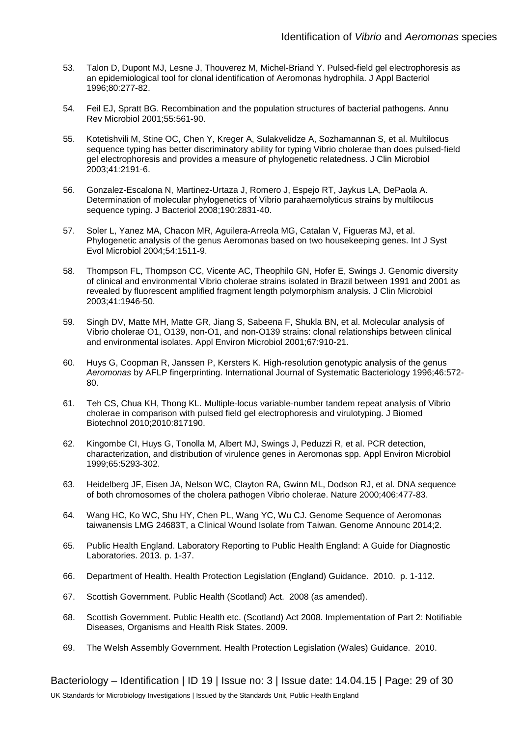53. Talon D, Dupont MJ, Lesne J, Thouverez M, Michel-Briand Y. Pulsed-field gel electrophoresis as an epidemiological tool for clonal identification of Aeromonas hydrophila. J Appl Bacteriol 1996;80:277-82.

54. Feil EJ, Spratt BG. Recombination and the population structures of bacterial pathogens. Annu Rev Microbiol 2001;55:561-90.

55. Kotetishvili M, Stine OC, Chen Y, Kreger A, Sulakvelidze A, Sozhamannan S, et al. Multilocus sequence typing has better discriminatory ability for typing Vibrio cholerae than does pulsed-field gel electrophoresis and provides a measure of phylogenetic relatedness. J Clin Microbiol 2003;41:2191-6.

56. Gonzalez-Escalona N, Martinez-Urtaza J, Romero J, Espejo RT, Jaykus LA, DePaola A. Determination of molecular phylogenetics of Vibrio parahaemolyticus strains by multilocus sequence typing. J Bacteriol 2008;190:2831-40.

57. Soler L, Yanez MA, Chacon MR, Aguilera-Arreola MG, Catalan V, Figueras MJ, et al. Phylogenetic analysis of the genus Aeromonas based on two housekeeping genes. Int J Syst Evol Microbiol 2004;54:1511-9.

58. Thompson FL, Thompson CC, Vicente AC, Theophilo GN, Hofer E, Swings J. Genomic diversity of clinical and environmental Vibrio cholerae strains isolated in Brazil between 1991 and 2001 as revealed by fluorescent amplified fragment length polymorphism analysis. J Clin Microbiol 2003;41:1946-50.

59. Singh DV, Matte MH, Matte GR, Jiang S, Sabeena F, Shukla BN, et al. Molecular analysis of Vibrio cholerae O1, O139, non-O1, and non-O139 strains: clonal relationships between clinical and environmental isolates. Appl Environ Microbiol 2001;67:910-21.

60. Huys G, Coopman R, Janssen P, Kersters K. High-resolution genotypic analysis of the genus *Aeromonas* by AFLP fingerprinting. International Journal of Systematic Bacteriology 1996;46:572-80.

61. Teh CS, Chua KH, Thong KL. Multiple-locus variable-number tandem repeat analysis of Vibrio cholerae in comparison with pulsed field gel electrophoresis and virulotyping. J Biomed Biotechnol 2010;2010:817190.

62. Kingombe CI, Huys G, Tonolla M, Albert MJ, Swings J, Peduzzi R, et al. PCR detection, characterization, and distribution of virulence genes in Aeromonas spp. Appl Environ Microbiol 1999;65:5293-302.

63. Heidelberg JF, Eisen JA, Nelson WC, Clayton RA, Gwinn ML, Dodson RJ, et al. DNA sequence of both chromosomes of the cholera pathogen Vibrio cholerae. Nature 2000;406:477-83.

64. Wang HC, Ko WC, Shu HY, Chen PL, Wang YC, Wu CJ. Genome Sequence of Aeromonas taiwanensis LMG 24683T, a Clinical Wound Isolate from Taiwan. Genome Announc 2014;2.

65. Public Health England. Laboratory Reporting to Public Health England: A Guide for Diagnostic Laboratories. 2013. p. 1-37.

66. Department of Health. Health Protection Legislation (England) Guidance. 2010. p. 1-112.

67. Scottish Government. Public Health (Scotland) Act. 2008 (as amended).

68. Scottish Government. Public Health etc. (Scotland) Act 2008. Implementation of Part 2: Notifiable Diseases, Organisms and Health Risk States. 2009.

69. The Welsh Assembly Government. Health Protection Legislation (Wales) Guidance. 2010.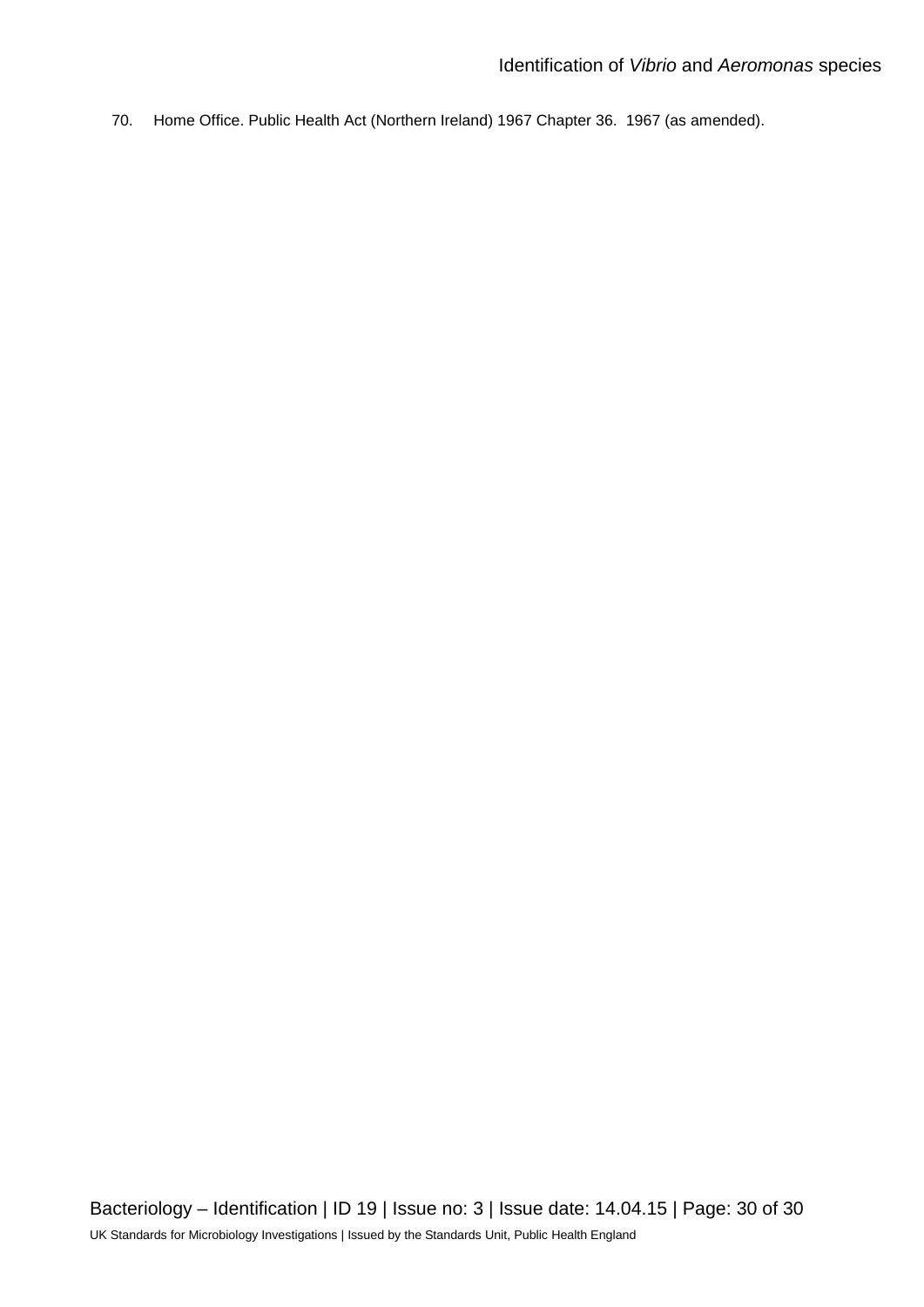70. Home Office. Public Health Act (Northern Ireland) 1967 Chapter 36. 1967 (as amended).